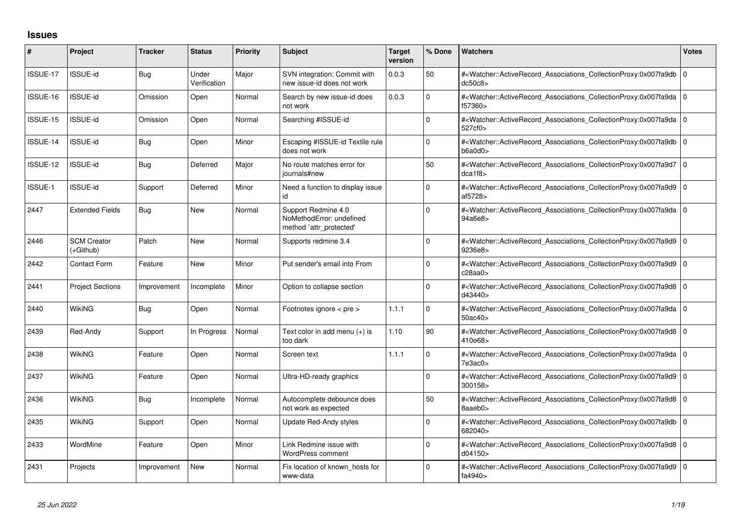## Issues

| # | Project | Tracker | Status | Priority | Subject | Target version | % Done | Watchers | Votes |
|---|---|---|---|---|---|---|---|---|---|
| ISSUE-17 | ISSUE-id | Bug | Under Verification | Major | SVN integration: Commit with new issue-id does not work | 0.0.3 | 50 | #<Watcher::ActiveRecord_Associations_CollectionProxy:0x007fa9dbdc50c8> | 0 |
| ISSUE-16 | ISSUE-id | Omission | Open | Normal | Search by new issue-id does not work | 0.0.3 | 0 | #<Watcher::ActiveRecord_Associations_CollectionProxy:0x007fa9daf57360> | 0 |
| ISSUE-15 | ISSUE-id | Omission | Open | Normal | Searching #ISSUE-id | | 0 | #<Watcher::ActiveRecord_Associations_CollectionProxy:0x007fa9da527cf0> | 0 |
| ISSUE-14 | ISSUE-id | Bug | Open | Minor | Escaping #ISSUE-id Textile rule does not work | | 0 | #<Watcher::ActiveRecord_Associations_CollectionProxy:0x007fa9dbb6a0d0> | 0 |
| ISSUE-12 | ISSUE-id | Bug | Deferred | Major | No route matches error for journals#new | | 50 | #<Watcher::ActiveRecord_Associations_CollectionProxy:0x007fa9d7dca1f8> | 0 |
| ISSUE-1 | ISSUE-id | Support | Deferred | Minor | Need a function to display issue id | | 0 | #<Watcher::ActiveRecord_Associations_CollectionProxy:0x007fa9d9af5728> | 0 |
| 2447 | Extended Fields | Bug | New | Normal | Support Redmine 4.0 NoMethodError: undefined method `attr_protected' | | 0 | #<Watcher::ActiveRecord_Associations_CollectionProxy:0x007fa9da94a6e8> | 0 |
| 2446 | SCM Creator (+Github) | Patch | New | Normal | Supports redmine 3.4 | | 0 | #<Watcher::ActiveRecord_Associations_CollectionProxy:0x007fa9d99236e8> | 0 |
| 2442 | Contact Form | Feature | New | Minor | Put sender's email into From | | 0 | #<Watcher::ActiveRecord_Associations_CollectionProxy:0x007fa9d9c28aa0> | 0 |
| 2441 | Project Sections | Improvement | Incomplete | Minor | Option to collapse section | | 0 | #<Watcher::ActiveRecord_Associations_CollectionProxy:0x007fa9d8d43440> | 0 |
| 2440 | WikiNG | Bug | Open | Normal | Footnotes ignore < pre > | 1.1.1 | 0 | #<Watcher::ActiveRecord_Associations_CollectionProxy:0x007fa9da50ac40> | 0 |
| 2439 | Red-Andy | Support | In Progress | Normal | Text color in add menu (+) is too dark | 1.10 | 90 | #<Watcher::ActiveRecord_Associations_CollectionProxy:0x007fa9d8410e68> | 0 |
| 2438 | WikiNG | Feature | Open | Normal | Screen text | 1.1.1 | 0 | #<Watcher::ActiveRecord_Associations_CollectionProxy:0x007fa9da7e3ac0> | 0 |
| 2437 | WikiNG | Feature | Open | Normal | Ultra-HD-ready graphics | | 0 | #<Watcher::ActiveRecord_Associations_CollectionProxy:0x007fa9d9300158> | 0 |
| 2436 | WikiNG | Bug | Incomplete | Normal | Autocomplete debounce does not work as expected | | 50 | #<Watcher::ActiveRecord_Associations_CollectionProxy:0x007fa9d88aaeb0> | 0 |
| 2435 | WikiNG | Support | Open | Normal | Update Red-Andy styles | | 0 | #<Watcher::ActiveRecord_Associations_CollectionProxy:0x007fa9db682040> | 0 |
| 2433 | WordMine | Feature | Open | Minor | Link Redmine issue with WordPress comment | | 0 | #<Watcher::ActiveRecord_Associations_CollectionProxy:0x007fa9d8d04150> | 0 |
| 2431 | Projects | Improvement | New | Normal | Fix location of known_hosts for www-data | | 0 | #<Watcher::ActiveRecord_Associations_CollectionProxy:0x007fa9d9fa4940> | 0 |

*25 Jun 2022*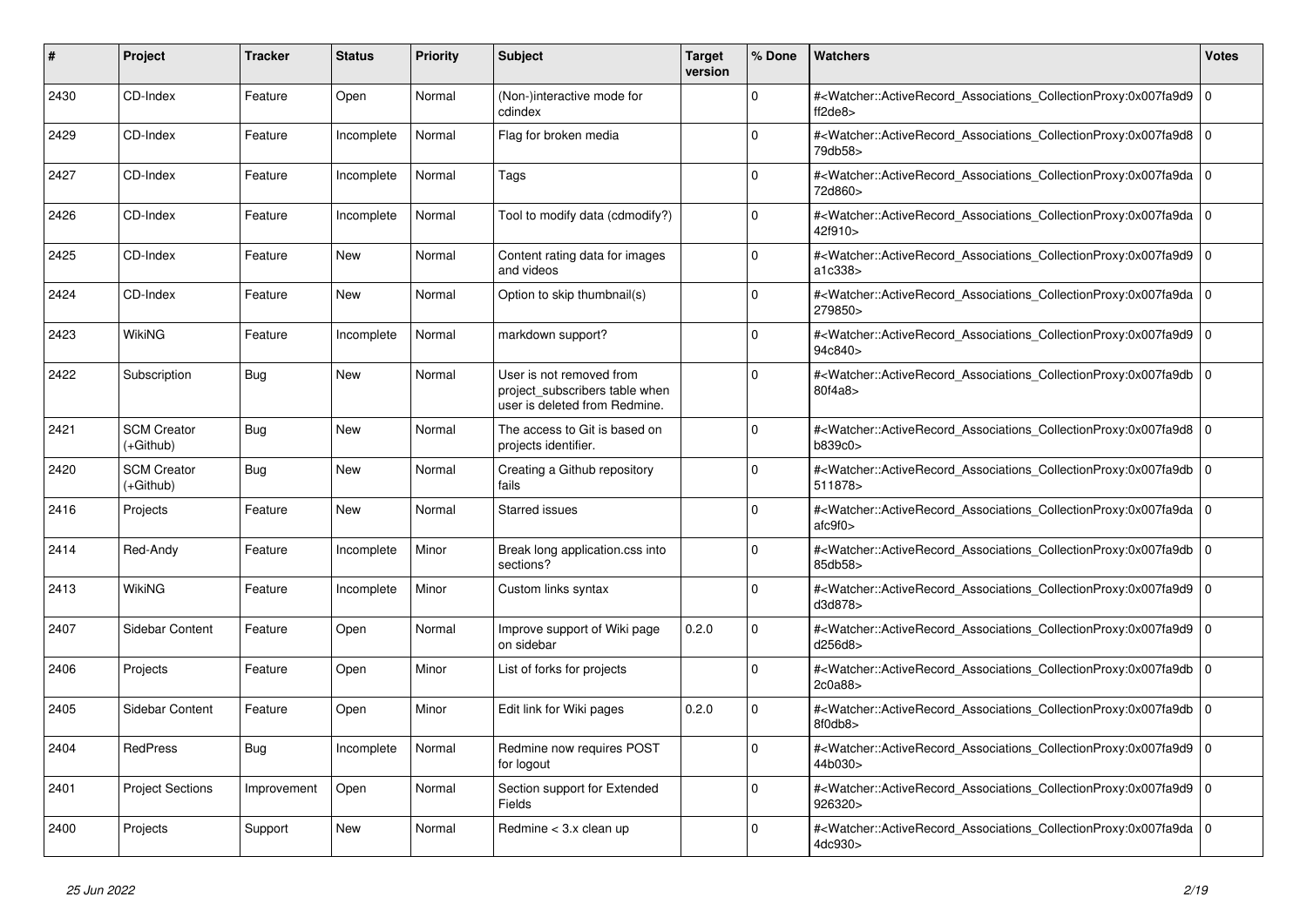| # | Project | Tracker | Status | Priority | Subject | Target version | % Done | Watchers | Votes |
|---|---|---|---|---|---|---|---|---|---|
| 2430 | CD-Index | Feature | Open | Normal | (Non-)interactive mode for cdindex | | 0 | #<Watcher::ActiveRecord_Associations_CollectionProxy:0x007fa9d9ff2de8> | 0 |
| 2429 | CD-Index | Feature | Incomplete | Normal | Flag for broken media | | 0 | #<Watcher::ActiveRecord_Associations_CollectionProxy:0x007fa9d879db58> | 0 |
| 2427 | CD-Index | Feature | Incomplete | Normal | Tags | | 0 | #<Watcher::ActiveRecord_Associations_CollectionProxy:0x007fa9da72d860> | 0 |
| 2426 | CD-Index | Feature | Incomplete | Normal | Tool to modify data (cdmodify?) | | 0 | #<Watcher::ActiveRecord_Associations_CollectionProxy:0x007fa9da42f910> | 0 |
| 2425 | CD-Index | Feature | New | Normal | Content rating data for images and videos | | 0 | #<Watcher::ActiveRecord_Associations_CollectionProxy:0x007fa9d9a1c338> | 0 |
| 2424 | CD-Index | Feature | New | Normal | Option to skip thumbnail(s) | | 0 | #<Watcher::ActiveRecord_Associations_CollectionProxy:0x007fa9da279850> | 0 |
| 2423 | WikiNG | Feature | Incomplete | Normal | markdown support? | | 0 | #<Watcher::ActiveRecord_Associations_CollectionProxy:0x007fa9d994c840> | 0 |
| 2422 | Subscription | Bug | New | Normal | User is not removed from project_subscribers table when user is deleted from Redmine. | | 0 | #<Watcher::ActiveRecord_Associations_CollectionProxy:0x007fa9db80f4a8> | 0 |
| 2421 | SCM Creator (+Github) | Bug | New | Normal | The access to Git is based on projects identifier. | | 0 | #<Watcher::ActiveRecord_Associations_CollectionProxy:0x007fa9d8b839c0> | 0 |
| 2420 | SCM Creator (+Github) | Bug | New | Normal | Creating a Github repository fails | | 0 | #<Watcher::ActiveRecord_Associations_CollectionProxy:0x007fa9db511878> | 0 |
| 2416 | Projects | Feature | New | Normal | Starred issues | | 0 | #<Watcher::ActiveRecord_Associations_CollectionProxy:0x007fa9daafc9f0> | 0 |
| 2414 | Red-Andy | Feature | Incomplete | Minor | Break long application.css into sections? | | 0 | #<Watcher::ActiveRecord_Associations_CollectionProxy:0x007fa9db85db58> | 0 |
| 2413 | WikiNG | Feature | Incomplete | Minor | Custom links syntax | | 0 | #<Watcher::ActiveRecord_Associations_CollectionProxy:0x007fa9d9d3d878> | 0 |
| 2407 | Sidebar Content | Feature | Open | Normal | Improve support of Wiki page on sidebar | 0.2.0 | 0 | #<Watcher::ActiveRecord_Associations_CollectionProxy:0x007fa9d9d256d8> | 0 |
| 2406 | Projects | Feature | Open | Minor | List of forks for projects | | 0 | #<Watcher::ActiveRecord_Associations_CollectionProxy:0x007fa9db2c0a88> | 0 |
| 2405 | Sidebar Content | Feature | Open | Minor | Edit link for Wiki pages | 0.2.0 | 0 | #<Watcher::ActiveRecord_Associations_CollectionProxy:0x007fa9db8f0db8> | 0 |
| 2404 | RedPress | Bug | Incomplete | Normal | Redmine now requires POST for logout | | 0 | #<Watcher::ActiveRecord_Associations_CollectionProxy:0x007fa9d944b030> | 0 |
| 2401 | Project Sections | Improvement | Open | Normal | Section support for Extended Fields | | 0 | #<Watcher::ActiveRecord_Associations_CollectionProxy:0x007fa9d9926320> | 0 |
| 2400 | Projects | Support | New | Normal | Redmine < 3.x clean up | | 0 | #<Watcher::ActiveRecord_Associations_CollectionProxy:0x007fa9da4dc930> | 0 |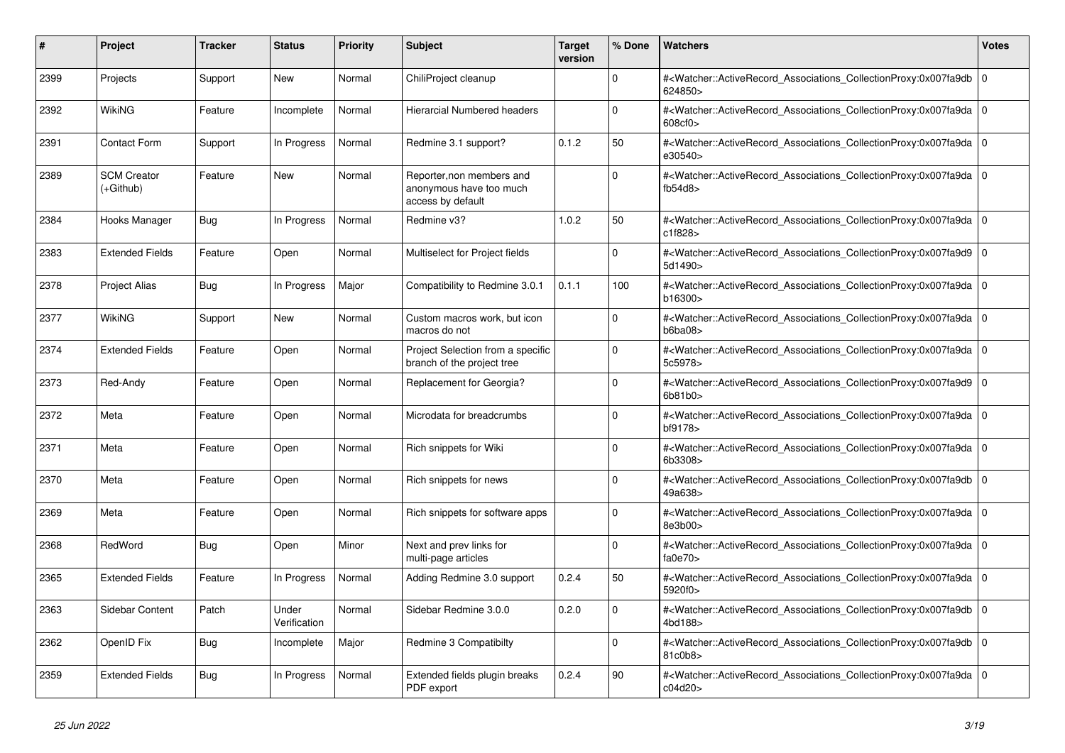| # | Project | Tracker | Status | Priority | Subject | Target version | % Done | Watchers | Votes |
|---|---|---|---|---|---|---|---|---|---|
| 2399 | Projects | Support | New | Normal | ChiliProject cleanup | | 0 | #<Watcher::ActiveRecord_Associations_CollectionProxy:0x007fa9db624850> | 0 |
| 2392 | WikiNG | Feature | Incomplete | Normal | Hierarcial Numbered headers | | 0 | #<Watcher::ActiveRecord_Associations_CollectionProxy:0x007fa9da608cf0> | 0 |
| 2391 | Contact Form | Support | In Progress | Normal | Redmine 3.1 support? | 0.1.2 | 50 | #<Watcher::ActiveRecord_Associations_CollectionProxy:0x007fa9dae30540> | 0 |
| 2389 | SCM Creator (+Github) | Feature | New | Normal | Reporter,non members and anonymous have too much access by default | | 0 | #<Watcher::ActiveRecord_Associations_CollectionProxy:0x007fa9dafb54d8> | 0 |
| 2384 | Hooks Manager | Bug | In Progress | Normal | Redmine v3? | 1.0.2 | 50 | #<Watcher::ActiveRecord_Associations_CollectionProxy:0x007fa9dac1f828> | 0 |
| 2383 | Extended Fields | Feature | Open | Normal | Multiselect for Project fields | | 0 | #<Watcher::ActiveRecord_Associations_CollectionProxy:0x007fa9d95d1490> | 0 |
| 2378 | Project Alias | Bug | In Progress | Major | Compatibility to Redmine 3.0.1 | 0.1.1 | 100 | #<Watcher::ActiveRecord_Associations_CollectionProxy:0x007fa9dab16300> | 0 |
| 2377 | WikiNG | Support | New | Normal | Custom macros work, but icon macros do not | | 0 | #<Watcher::ActiveRecord_Associations_CollectionProxy:0x007fa9dab6ba08> | 0 |
| 2374 | Extended Fields | Feature | Open | Normal | Project Selection from a specific branch of the project tree | | 0 | #<Watcher::ActiveRecord_Associations_CollectionProxy:0x007fa9da5c5978> | 0 |
| 2373 | Red-Andy | Feature | Open | Normal | Replacement for Georgia? | | 0 | #<Watcher::ActiveRecord_Associations_CollectionProxy:0x007fa9d96b81b0> | 0 |
| 2372 | Meta | Feature | Open | Normal | Microdata for breadcrumbs | | 0 | #<Watcher::ActiveRecord_Associations_CollectionProxy:0x007fa9dabf9178> | 0 |
| 2371 | Meta | Feature | Open | Normal | Rich snippets for Wiki | | 0 | #<Watcher::ActiveRecord_Associations_CollectionProxy:0x007fa9da6b3308> | 0 |
| 2370 | Meta | Feature | Open | Normal | Rich snippets for news | | 0 | #<Watcher::ActiveRecord_Associations_CollectionProxy:0x007fa9db49a638> | 0 |
| 2369 | Meta | Feature | Open | Normal | Rich snippets for software apps | | 0 | #<Watcher::ActiveRecord_Associations_CollectionProxy:0x007fa9da8e3b00> | 0 |
| 2368 | RedWord | Bug | Open | Minor | Next and prev links for multi-page articles | | 0 | #<Watcher::ActiveRecord_Associations_CollectionProxy:0x007fa9dafa0e70> | 0 |
| 2365 | Extended Fields | Feature | In Progress | Normal | Adding Redmine 3.0 support | 0.2.4 | 50 | #<Watcher::ActiveRecord_Associations_CollectionProxy:0x007fa9da5920f0> | 0 |
| 2363 | Sidebar Content | Patch | Under Verification | Normal | Sidebar Redmine 3.0.0 | 0.2.0 | 0 | #<Watcher::ActiveRecord_Associations_CollectionProxy:0x007fa9db4bd188> | 0 |
| 2362 | OpenID Fix | Bug | Incomplete | Major | Redmine 3 Compatibilty | | 0 | #<Watcher::ActiveRecord_Associations_CollectionProxy:0x007fa9db81c0b8> | 0 |
| 2359 | Extended Fields | Bug | In Progress | Normal | Extended fields plugin breaks PDF export | 0.2.4 | 90 | #<Watcher::ActiveRecord_Associations_CollectionProxy:0x007fa9dac04d20> | 0 |

*25 Jun 2022*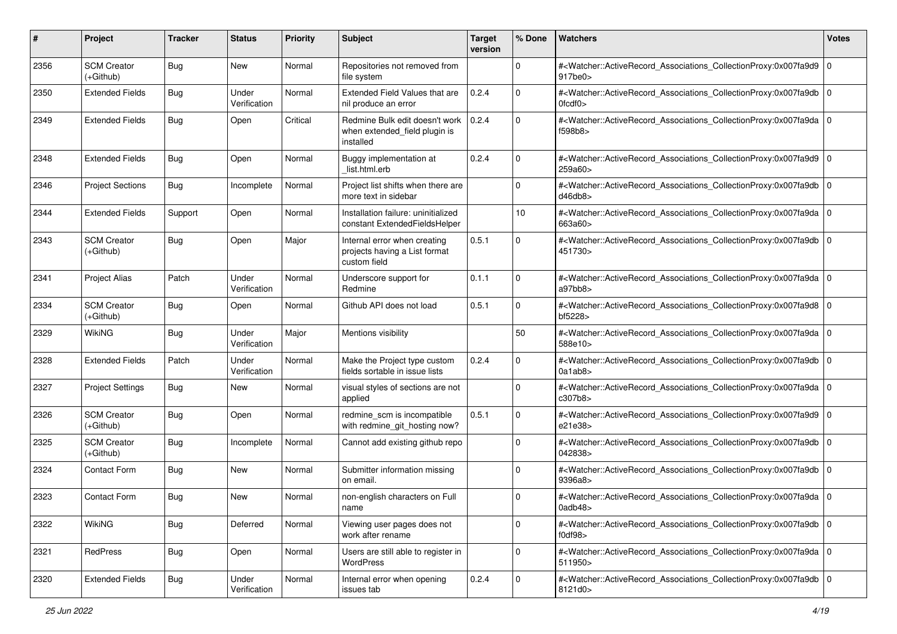| # | Project | Tracker | Status | Priority | Subject | Target version | % Done | Watchers | Votes |
|---|---|---|---|---|---|---|---|---|---|
| 2356 | SCM Creator (+Github) | Bug | New | Normal | Repositories not removed from file system | | 0 | #<Watcher::ActiveRecord_Associations_CollectionProxy:0x007fa9d9917be0> | 0 |
| 2350 | Extended Fields | Bug | Under Verification | Normal | Extended Field Values that are nil produce an error | 0.2.4 | 0 | #<Watcher::ActiveRecord_Associations_CollectionProxy:0x007fa9db0fcdf0> | 0 |
| 2349 | Extended Fields | Bug | Open | Critical | Redmine Bulk edit doesn't work when extended_field plugin is installed | 0.2.4 | 0 | #<Watcher::ActiveRecord_Associations_CollectionProxy:0x007fa9daf598b8> | 0 |
| 2348 | Extended Fields | Bug | Open | Normal | Buggy implementation at _list.html.erb | 0.2.4 | 0 | #<Watcher::ActiveRecord_Associations_CollectionProxy:0x007fa9d9259a60> | 0 |
| 2346 | Project Sections | Bug | Incomplete | Normal | Project list shifts when there are more text in sidebar | | 0 | #<Watcher::ActiveRecord_Associations_CollectionProxy:0x007fa9dbd46db8> | 0 |
| 2344 | Extended Fields | Support | Open | Normal | Installation failure: uninitialized constant ExtendedFieldsHelper | | 10 | #<Watcher::ActiveRecord_Associations_CollectionProxy:0x007fa9da663a60> | 0 |
| 2343 | SCM Creator (+Github) | Bug | Open | Major | Internal error when creating projects having a List format custom field | 0.5.1 | 0 | #<Watcher::ActiveRecord_Associations_CollectionProxy:0x007fa9db451730> | 0 |
| 2341 | Project Alias | Patch | Under Verification | Normal | Underscore support for Redmine | 0.1.1 | 0 | #<Watcher::ActiveRecord_Associations_CollectionProxy:0x007fa9daa97bb8> | 0 |
| 2334 | SCM Creator (+Github) | Bug | Open | Normal | Github API does not load | 0.5.1 | 0 | #<Watcher::ActiveRecord_Associations_CollectionProxy:0x007fa9d8bf5228> | 0 |
| 2329 | WikiNG | Bug | Under Verification | Major | Mentions visibility | | 50 | #<Watcher::ActiveRecord_Associations_CollectionProxy:0x007fa9da588e10> | 0 |
| 2328 | Extended Fields | Patch | Under Verification | Normal | Make the Project type custom fields sortable in issue lists | 0.2.4 | 0 | #<Watcher::ActiveRecord_Associations_CollectionProxy:0x007fa9db0a1ab8> | 0 |
| 2327 | Project Settings | Bug | New | Normal | visual styles of sections are not applied | | 0 | #<Watcher::ActiveRecord_Associations_CollectionProxy:0x007fa9dac307b8> | 0 |
| 2326 | SCM Creator (+Github) | Bug | Open | Normal | redmine_scm is incompatible with redmine_git_hosting now? | 0.5.1 | 0 | #<Watcher::ActiveRecord_Associations_CollectionProxy:0x007fa9d9e21e38> | 0 |
| 2325 | SCM Creator (+Github) | Bug | Incomplete | Normal | Cannot add existing github repo | | 0 | #<Watcher::ActiveRecord_Associations_CollectionProxy:0x007fa9db042838> | 0 |
| 2324 | Contact Form | Bug | New | Normal | Submitter information missing on email. | | 0 | #<Watcher::ActiveRecord_Associations_CollectionProxy:0x007fa9db9396a8> | 0 |
| 2323 | Contact Form | Bug | New | Normal | non-english characters on Full name | | 0 | #<Watcher::ActiveRecord_Associations_CollectionProxy:0x007fa9da0adb48> | 0 |
| 2322 | WikiNG | Bug | Deferred | Normal | Viewing user pages does not work after rename | | 0 | #<Watcher::ActiveRecord_Associations_CollectionProxy:0x007fa9dbf0df98> | 0 |
| 2321 | RedPress | Bug | Open | Normal | Users are still able to register in WordPress | | 0 | #<Watcher::ActiveRecord_Associations_CollectionProxy:0x007fa9da511950> | 0 |
| 2320 | Extended Fields | Bug | Under Verification | Normal | Internal error when opening issues tab | 0.2.4 | 0 | #<Watcher::ActiveRecord_Associations_CollectionProxy:0x007fa9db8121d0> | 0 |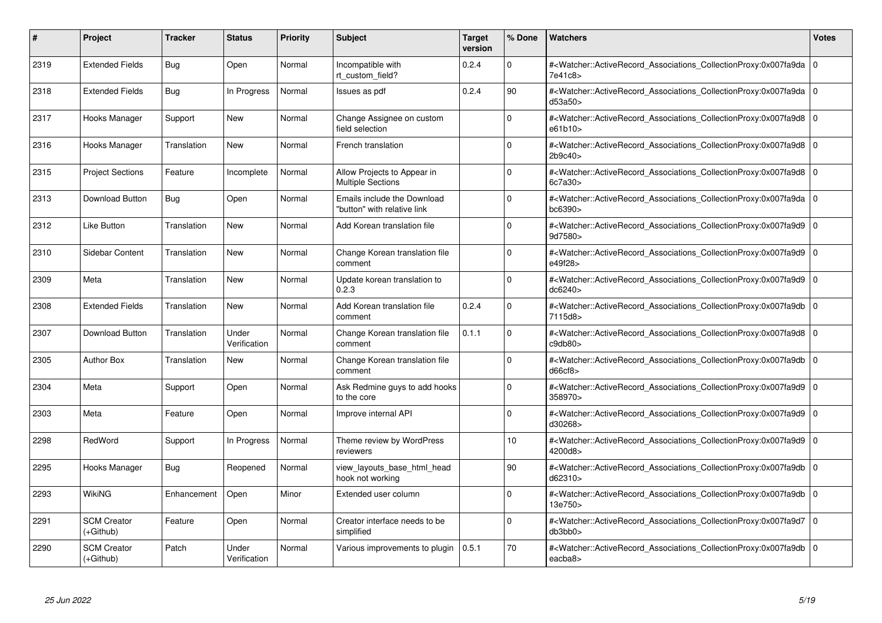| # | Project | Tracker | Status | Priority | Subject | Target version | % Done | Watchers | Votes |
|---|---|---|---|---|---|---|---|---|---|
| 2319 | Extended Fields | Bug | Open | Normal | Incompatible with rt_custom_field? | 0.2.4 | 0 | #<Watcher::ActiveRecord_Associations_CollectionProxy:0x007fa9da7e41c8> | 0 |
| 2318 | Extended Fields | Bug | In Progress | Normal | Issues as pdf | 0.2.4 | 90 | #<Watcher::ActiveRecord_Associations_CollectionProxy:0x007fa9dad53a50> | 0 |
| 2317 | Hooks Manager | Support | New | Normal | Change Assignee on custom field selection | | 0 | #<Watcher::ActiveRecord_Associations_CollectionProxy:0x007fa9d8e61b10> | 0 |
| 2316 | Hooks Manager | Translation | New | Normal | French translation | | 0 | #<Watcher::ActiveRecord_Associations_CollectionProxy:0x007fa9d82b9c40> | 0 |
| 2315 | Project Sections | Feature | Incomplete | Normal | Allow Projects to Appear in Multiple Sections | | 0 | #<Watcher::ActiveRecord_Associations_CollectionProxy:0x007fa9d86c7a30> | 0 |
| 2313 | Download Button | Bug | Open | Normal | Emails include the Download "button" with relative link | | 0 | #<Watcher::ActiveRecord_Associations_CollectionProxy:0x007fa9dabc6390> | 0 |
| 2312 | Like Button | Translation | New | Normal | Add Korean translation file | | 0 | #<Watcher::ActiveRecord_Associations_CollectionProxy:0x007fa9d99d7580> | 0 |
| 2310 | Sidebar Content | Translation | New | Normal | Change Korean translation file comment | | 0 | #<Watcher::ActiveRecord_Associations_CollectionProxy:0x007fa9d9e49f28> | 0 |
| 2309 | Meta | Translation | New | Normal | Update korean translation to 0.2.3 | | 0 | #<Watcher::ActiveRecord_Associations_CollectionProxy:0x007fa9d9dc6240> | 0 |
| 2308 | Extended Fields | Translation | New | Normal | Add Korean translation file comment | 0.2.4 | 0 | #<Watcher::ActiveRecord_Associations_CollectionProxy:0x007fa9db7115d8> | 0 |
| 2307 | Download Button | Translation | Under Verification | Normal | Change Korean translation file comment | 0.1.1 | 0 | #<Watcher::ActiveRecord_Associations_CollectionProxy:0x007fa9d8c9db80> | 0 |
| 2305 | Author Box | Translation | New | Normal | Change Korean translation file comment | | 0 | #<Watcher::ActiveRecord_Associations_CollectionProxy:0x007fa9dbd66cf8> | 0 |
| 2304 | Meta | Support | Open | Normal | Ask Redmine guys to add hooks to the core | | 0 | #<Watcher::ActiveRecord_Associations_CollectionProxy:0x007fa9d9358970> | 0 |
| 2303 | Meta | Feature | Open | Normal | Improve internal API | | 0 | #<Watcher::ActiveRecord_Associations_CollectionProxy:0x007fa9d9d30268> | 0 |
| 2298 | RedWord | Support | In Progress | Normal | Theme review by WordPress reviewers | | 10 | #<Watcher::ActiveRecord_Associations_CollectionProxy:0x007fa9d94200d8> | 0 |
| 2295 | Hooks Manager | Bug | Reopened | Normal | view_layouts_base_html_head hook not working | | 90 | #<Watcher::ActiveRecord_Associations_CollectionProxy:0x007fa9dbd62310> | 0 |
| 2293 | WikiNG | Enhancement | Open | Minor | Extended user column | | 0 | #<Watcher::ActiveRecord_Associations_CollectionProxy:0x007fa9db13e750> | 0 |
| 2291 | SCM Creator (+Github) | Feature | Open | Normal | Creator interface needs to be simplified | | 0 | #<Watcher::ActiveRecord_Associations_CollectionProxy:0x007fa9d7db3bb0> | 0 |
| 2290 | SCM Creator (+Github) | Patch | Under Verification | Normal | Various improvements to plugin | 0.5.1 | 70 | #<Watcher::ActiveRecord_Associations_CollectionProxy:0x007fa9dbeacba8> | 0 |

*25 Jun 2022*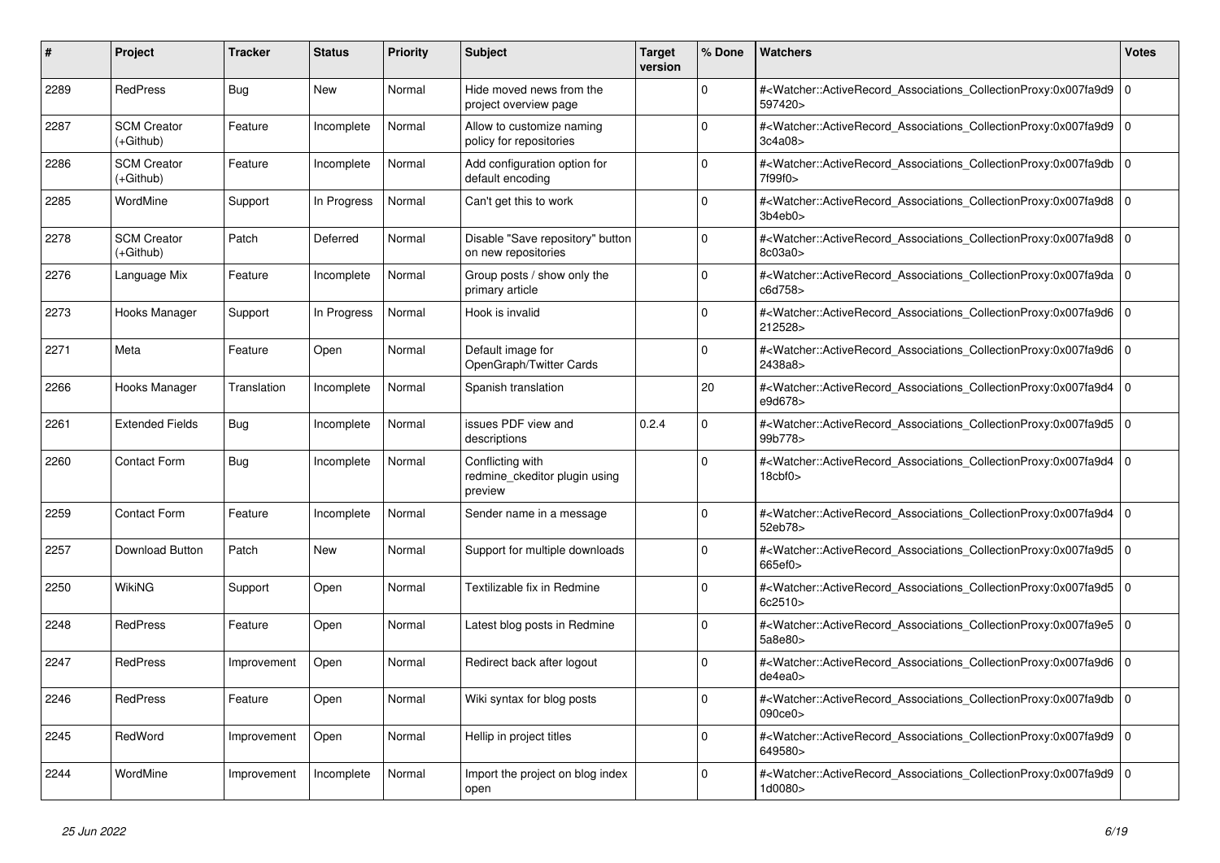| # | Project | Tracker | Status | Priority | Subject | Target version | % Done | Watchers | Votes |
|---|---|---|---|---|---|---|---|---|---|
| 2289 | RedPress | Bug | New | Normal | Hide moved news from the project overview page | | 0 | #<Watcher::ActiveRecord_Associations_CollectionProxy:0x007fa9d9597420> | 0 |
| 2287 | SCM Creator (+Github) | Feature | Incomplete | Normal | Allow to customize naming policy for repositories | | 0 | #<Watcher::ActiveRecord_Associations_CollectionProxy:0x007fa9d93c4a08> | 0 |
| 2286 | SCM Creator (+Github) | Feature | Incomplete | Normal | Add configuration option for default encoding | | 0 | #<Watcher::ActiveRecord_Associations_CollectionProxy:0x007fa9db7f99f0> | 0 |
| 2285 | WordMine | Support | In Progress | Normal | Can't get this to work | | 0 | #<Watcher::ActiveRecord_Associations_CollectionProxy:0x007fa9d83b4eb0> | 0 |
| 2278 | SCM Creator (+Github) | Patch | Deferred | Normal | Disable "Save repository" button on new repositories | | 0 | #<Watcher::ActiveRecord_Associations_CollectionProxy:0x007fa9d88c03a0> | 0 |
| 2276 | Language Mix | Feature | Incomplete | Normal | Group posts / show only the primary article | | 0 | #<Watcher::ActiveRecord_Associations_CollectionProxy:0x007fa9dac6d758> | 0 |
| 2273 | Hooks Manager | Support | In Progress | Normal | Hook is invalid | | 0 | #<Watcher::ActiveRecord_Associations_CollectionProxy:0x007fa9d6212528> | 0 |
| 2271 | Meta | Feature | Open | Normal | Default image for OpenGraph/Twitter Cards | | 0 | #<Watcher::ActiveRecord_Associations_CollectionProxy:0x007fa9d62438a8> | 0 |
| 2266 | Hooks Manager | Translation | Incomplete | Normal | Spanish translation | | 20 | #<Watcher::ActiveRecord_Associations_CollectionProxy:0x007fa9d4e9d678> | 0 |
| 2261 | Extended Fields | Bug | Incomplete | Normal | issues PDF view and descriptions | 0.2.4 | 0 | #<Watcher::ActiveRecord_Associations_CollectionProxy:0x007fa9d599b778> | 0 |
| 2260 | Contact Form | Bug | Incomplete | Normal | Conflicting with redmine_ckeditor plugin using preview | | 0 | #<Watcher::ActiveRecord_Associations_CollectionProxy:0x007fa9d418cbf0> | 0 |
| 2259 | Contact Form | Feature | Incomplete | Normal | Sender name in a message | | 0 | #<Watcher::ActiveRecord_Associations_CollectionProxy:0x007fa9d452eb78> | 0 |
| 2257 | Download Button | Patch | New | Normal | Support for multiple downloads | | 0 | #<Watcher::ActiveRecord_Associations_CollectionProxy:0x007fa9d5665ef0> | 0 |
| 2250 | WikiNG | Support | Open | Normal | Textilizable fix in Redmine | | 0 | #<Watcher::ActiveRecord_Associations_CollectionProxy:0x007fa9d56c2510> | 0 |
| 2248 | RedPress | Feature | Open | Normal | Latest blog posts in Redmine | | 0 | #<Watcher::ActiveRecord_Associations_CollectionProxy:0x007fa9e55a8e80> | 0 |
| 2247 | RedPress | Improvement | Open | Normal | Redirect back after logout | | 0 | #<Watcher::ActiveRecord_Associations_CollectionProxy:0x007fa9d6de4ea0> | 0 |
| 2246 | RedPress | Feature | Open | Normal | Wiki syntax for blog posts | | 0 | #<Watcher::ActiveRecord_Associations_CollectionProxy:0x007fa9db090ce0> | 0 |
| 2245 | RedWord | Improvement | Open | Normal | Hellip in project titles | | 0 | #<Watcher::ActiveRecord_Associations_CollectionProxy:0x007fa9d9649580> | 0 |
| 2244 | WordMine | Improvement | Incomplete | Normal | Import the project on blog index open | | 0 | #<Watcher::ActiveRecord_Associations_CollectionProxy:0x007fa9d91d0080> | 0 |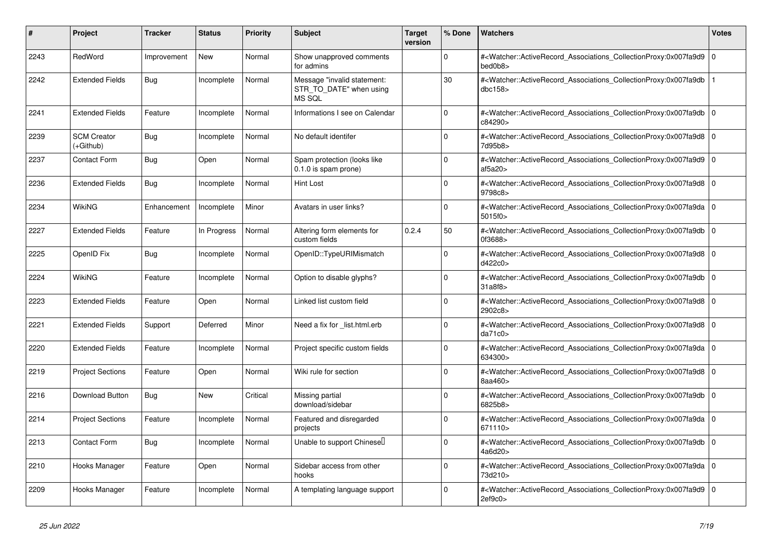| # | Project | Tracker | Status | Priority | Subject | Target version | % Done | Watchers | Votes |
|---|---|---|---|---|---|---|---|---|---|
| 2243 | RedWord | Improvement | New | Normal | Show unapproved comments for admins | | 0 | #<Watcher::ActiveRecord_Associations_CollectionProxy:0x007fa9d9bed0b8> | 0 |
| 2242 | Extended Fields | Bug | Incomplete | Normal | Message "invalid statement: STR_TO_DATE" when using MS SQL | | 30 | #<Watcher::ActiveRecord_Associations_CollectionProxy:0x007fa9dbdbc158> | 1 |
| 2241 | Extended Fields | Feature | Incomplete | Normal | Informations I see on Calendar | | 0 | #<Watcher::ActiveRecord_Associations_CollectionProxy:0x007fa9dbc84290> | 0 |
| 2239 | SCM Creator (+Github) | Bug | Incomplete | Normal | No default identifer | | 0 | #<Watcher::ActiveRecord_Associations_CollectionProxy:0x007fa9d87d95b8> | 0 |
| 2237 | Contact Form | Bug | Open | Normal | Spam protection (looks like 0.1.0 is spam prone) | | 0 | #<Watcher::ActiveRecord_Associations_CollectionProxy:0x007fa9d9af5a20> | 0 |
| 2236 | Extended Fields | Bug | Incomplete | Normal | Hint Lost | | 0 | #<Watcher::ActiveRecord_Associations_CollectionProxy:0x007fa9d89798c8> | 0 |
| 2234 | WikiNG | Enhancement | Incomplete | Minor | Avatars in user links? | | 0 | #<Watcher::ActiveRecord_Associations_CollectionProxy:0x007fa9da5015f0> | 0 |
| 2227 | Extended Fields | Feature | In Progress | Normal | Altering form elements for custom fields | 0.2.4 | 50 | #<Watcher::ActiveRecord_Associations_CollectionProxy:0x007fa9db0f3688> | 0 |
| 2225 | OpenID Fix | Bug | Incomplete | Normal | OpenID::TypeURIMismatch | | 0 | #<Watcher::ActiveRecord_Associations_CollectionProxy:0x007fa9d8d422c0> | 0 |
| 2224 | WikiNG | Feature | Incomplete | Normal | Option to disable glyphs? | | 0 | #<Watcher::ActiveRecord_Associations_CollectionProxy:0x007fa9db31a8f8> | 0 |
| 2223 | Extended Fields | Feature | Open | Normal | Linked list custom field | | 0 | #<Watcher::ActiveRecord_Associations_CollectionProxy:0x007fa9d82902c8> | 0 |
| 2221 | Extended Fields | Support | Deferred | Minor | Need a fix for _list.html.erb | | 0 | #<Watcher::ActiveRecord_Associations_CollectionProxy:0x007fa9d8da71c0> | 0 |
| 2220 | Extended Fields | Feature | Incomplete | Normal | Project specific custom fields | | 0 | #<Watcher::ActiveRecord_Associations_CollectionProxy:0x007fa9da634300> | 0 |
| 2219 | Project Sections | Feature | Open | Normal | Wiki rule for section | | 0 | #<Watcher::ActiveRecord_Associations_CollectionProxy:0x007fa9d88aa460> | 0 |
| 2216 | Download Button | Bug | New | Critical | Missing partial download/sidebar | | 0 | #<Watcher::ActiveRecord_Associations_CollectionProxy:0x007fa9db6825b8> | 0 |
| 2214 | Project Sections | Feature | Incomplete | Normal | Featured and disregarded projects | | 0 | #<Watcher::ActiveRecord_Associations_CollectionProxy:0x007fa9da671110> | 0 |
| 2213 | Contact Form | Bug | Incomplete | Normal | Unable to support Chinese | | 0 | #<Watcher::ActiveRecord_Associations_CollectionProxy:0x007fa9db4a6d20> | 0 |
| 2210 | Hooks Manager | Feature | Open | Normal | Sidebar access from other hooks | | 0 | #<Watcher::ActiveRecord_Associations_CollectionProxy:0x007fa9da73d210> | 0 |
| 2209 | Hooks Manager | Feature | Incomplete | Normal | A templating language support | | 0 | #<Watcher::ActiveRecord_Associations_CollectionProxy:0x007fa9d92ef9c0> | 0 |

*25 Jun 2022*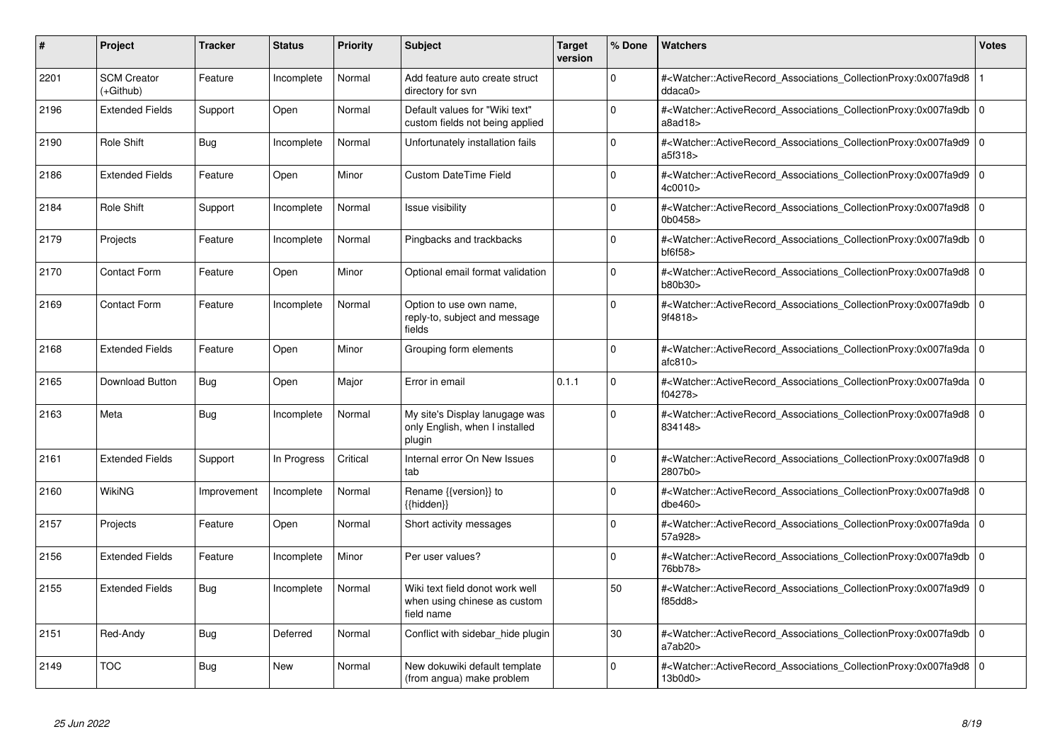| # | Project | Tracker | Status | Priority | Subject | Target version | % Done | Watchers | Votes |
|---|---|---|---|---|---|---|---|---|---|
| 2201 | SCM Creator (+Github) | Feature | Incomplete | Normal | Add feature auto create struct directory for svn | | 0 | #<Watcher::ActiveRecord_Associations_CollectionProxy:0x007fa9d8ddaca0> | 1 |
| 2196 | Extended Fields | Support | Open | Normal | Default values for "Wiki text" custom fields not being applied | | 0 | #<Watcher::ActiveRecord_Associations_CollectionProxy:0x007fa9dba8ad18> | 0 |
| 2190 | Role Shift | Bug | Incomplete | Normal | Unfortunately installation fails | | 0 | #<Watcher::ActiveRecord_Associations_CollectionProxy:0x007fa9d9a5f318> | 0 |
| 2186 | Extended Fields | Feature | Open | Minor | Custom DateTime Field | | 0 | #<Watcher::ActiveRecord_Associations_CollectionProxy:0x007fa9d94c0010> | 0 |
| 2184 | Role Shift | Support | Incomplete | Normal | Issue visibility | | 0 | #<Watcher::ActiveRecord_Associations_CollectionProxy:0x007fa9d80b0458> | 0 |
| 2179 | Projects | Feature | Incomplete | Normal | Pingbacks and trackbacks | | 0 | #<Watcher::ActiveRecord_Associations_CollectionProxy:0x007fa9dbbf6f58> | 0 |
| 2170 | Contact Form | Feature | Open | Minor | Optional email format validation | | 0 | #<Watcher::ActiveRecord_Associations_CollectionProxy:0x007fa9d8b80b30> | 0 |
| 2169 | Contact Form | Feature | Incomplete | Normal | Option to use own name, reply-to, subject and message fields | | 0 | #<Watcher::ActiveRecord_Associations_CollectionProxy:0x007fa9db9f4818> | 0 |
| 2168 | Extended Fields | Feature | Open | Minor | Grouping form elements | | 0 | #<Watcher::ActiveRecord_Associations_CollectionProxy:0x007fa9daafc810> | 0 |
| 2165 | Download Button | Bug | Open | Major | Error in email | 0.1.1 | 0 | #<Watcher::ActiveRecord_Associations_CollectionProxy:0x007fa9daf04278> | 0 |
| 2163 | Meta | Bug | Incomplete | Normal | My site's Display lanugage was only English, when I installed plugin | | 0 | #<Watcher::ActiveRecord_Associations_CollectionProxy:0x007fa9d8834148> | 0 |
| 2161 | Extended Fields | Support | In Progress | Critical | Internal error On New Issues tab | | 0 | #<Watcher::ActiveRecord_Associations_CollectionProxy:0x007fa9d82807b0> | 0 |
| 2160 | WikiNG | Improvement | Incomplete | Normal | Rename {{version}} to {{hidden}} | | 0 | #<Watcher::ActiveRecord_Associations_CollectionProxy:0x007fa9d8dbe460> | 0 |
| 2157 | Projects | Feature | Open | Normal | Short activity messages | | 0 | #<Watcher::ActiveRecord_Associations_CollectionProxy:0x007fa9da57a928> | 0 |
| 2156 | Extended Fields | Feature | Incomplete | Minor | Per user values? | | 0 | #<Watcher::ActiveRecord_Associations_CollectionProxy:0x007fa9db76bb78> | 0 |
| 2155 | Extended Fields | Bug | Incomplete | Normal | Wiki text field donot work well when using chinese as custom field name | | 50 | #<Watcher::ActiveRecord_Associations_CollectionProxy:0x007fa9d9f85dd8> | 0 |
| 2151 | Red-Andy | Bug | Deferred | Normal | Conflict with sidebar_hide plugin | | 30 | #<Watcher::ActiveRecord_Associations_CollectionProxy:0x007fa9dba7ab20> | 0 |
| 2149 | TOC | Bug | New | Normal | New dokuwiki default template (from angua) make problem | | 0 | #<Watcher::ActiveRecord_Associations_CollectionProxy:0x007fa9d813b0d0> | 0 |

*25 Jun 2022*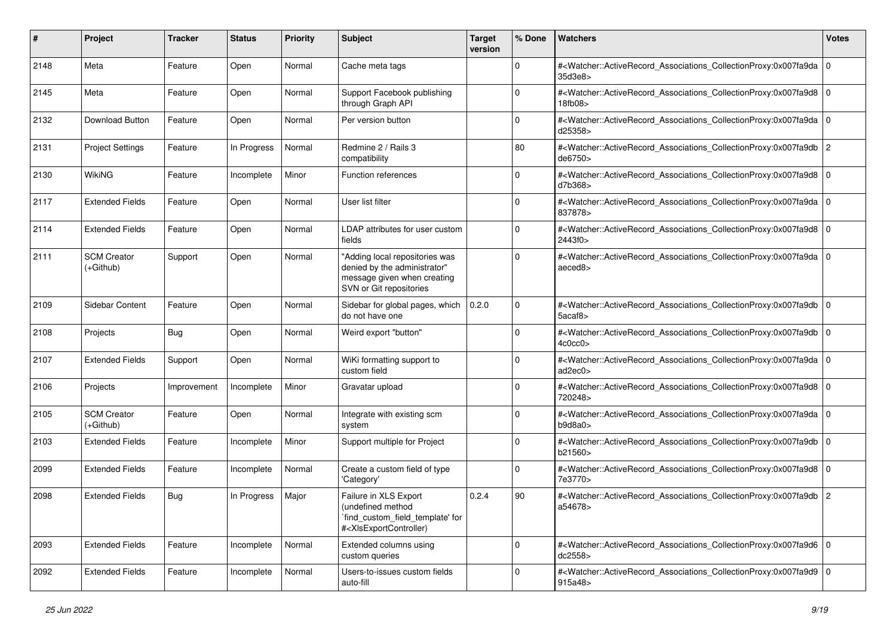| # | Project | Tracker | Status | Priority | Subject | Target version | % Done | Watchers | Votes |
|---|---|---|---|---|---|---|---|---|---|
| 2148 | Meta | Feature | Open | Normal | Cache meta tags | | 0 | #<Watcher::ActiveRecord_Associations_CollectionProxy:0x007fa9da35d3e8> | 0 |
| 2145 | Meta | Feature | Open | Normal | Support Facebook publishing through Graph API | | 0 | #<Watcher::ActiveRecord_Associations_CollectionProxy:0x007fa9d818fb08> | 0 |
| 2132 | Download Button | Feature | Open | Normal | Per version button | | 0 | #<Watcher::ActiveRecord_Associations_CollectionProxy:0x007fa9dad25358> | 0 |
| 2131 | Project Settings | Feature | In Progress | Normal | Redmine 2 / Rails 3 compatibility | | 80 | #<Watcher::ActiveRecord_Associations_CollectionProxy:0x007fa9dbde6750> | 2 |
| 2130 | WikiNG | Feature | Incomplete | Minor | Function references | | 0 | #<Watcher::ActiveRecord_Associations_CollectionProxy:0x007fa9d8d7b368> | 0 |
| 2117 | Extended Fields | Feature | Open | Normal | User list filter | | 0 | #<Watcher::ActiveRecord_Associations_CollectionProxy:0x007fa9da837878> | 0 |
| 2114 | Extended Fields | Feature | Open | Normal | LDAP attributes for user custom fields | | 0 | #<Watcher::ActiveRecord_Associations_CollectionProxy:0x007fa9d82443f0> | 0 |
| 2111 | SCM Creator (+Github) | Support | Open | Normal | "Adding local repositories was denied by the administrator" message given when creating SVN or Git repositories | | 0 | #<Watcher::ActiveRecord_Associations_CollectionProxy:0x007fa9daaeced8> | 0 |
| 2109 | Sidebar Content | Feature | Open | Normal | Sidebar for global pages, which do not have one | 0.2.0 | 0 | #<Watcher::ActiveRecord_Associations_CollectionProxy:0x007fa9db5acaf8> | 0 |
| 2108 | Projects | Bug | Open | Normal | Weird export "button" | | 0 | #<Watcher::ActiveRecord_Associations_CollectionProxy:0x007fa9db4c0cc0> | 0 |
| 2107 | Extended Fields | Support | Open | Normal | WiKi formatting support to custom field | | 0 | #<Watcher::ActiveRecord_Associations_CollectionProxy:0x007fa9daad2ec0> | 0 |
| 2106 | Projects | Improvement | Incomplete | Minor | Gravatar upload | | 0 | #<Watcher::ActiveRecord_Associations_CollectionProxy:0x007fa9d8720248> | 0 |
| 2105 | SCM Creator (+Github) | Feature | Open | Normal | Integrate with existing scm system | | 0 | #<Watcher::ActiveRecord_Associations_CollectionProxy:0x007fa9dab9d8a0> | 0 |
| 2103 | Extended Fields | Feature | Incomplete | Minor | Support multiple for Project | | 0 | #<Watcher::ActiveRecord_Associations_CollectionProxy:0x007fa9dbb21560> | 0 |
| 2099 | Extended Fields | Feature | Incomplete | Normal | Create a custom field of type 'Category' | | 0 | #<Watcher::ActiveRecord_Associations_CollectionProxy:0x007fa9d87e3770> | 0 |
| 2098 | Extended Fields | Bug | In Progress | Major | Failure in XLS Export (undefined method `find_custom_field_template' for #<XlsExportController) | 0.2.4 | 90 | #<Watcher::ActiveRecord_Associations_CollectionProxy:0x007fa9dba54678> | 2 |
| 2093 | Extended Fields | Feature | Incomplete | Normal | Extended columns using custom queries | | 0 | #<Watcher::ActiveRecord_Associations_CollectionProxy:0x007fa9d6dc2558> | 0 |
| 2092 | Extended Fields | Feature | Incomplete | Normal | Users-to-issues custom fields auto-fill | | 0 | #<Watcher::ActiveRecord_Associations_CollectionProxy:0x007fa9d9915a48> | 0 |

*25 Jun 2022*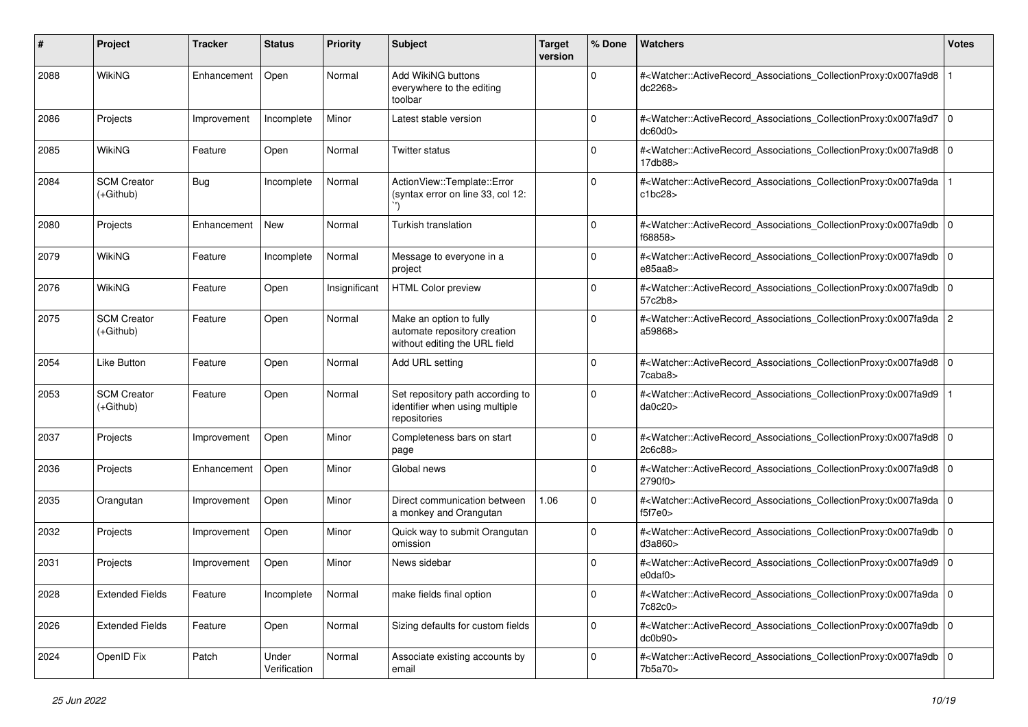| # | Project | Tracker | Status | Priority | Subject | Target version | % Done | Watchers | Votes |
|---|---|---|---|---|---|---|---|---|---|
| 2088 | WikiNG | Enhancement | Open | Normal | Add WikiNG buttons everywhere to the editing toolbar | | 0 | #<Watcher::ActiveRecord_Associations_CollectionProxy:0x007fa9d8dc2268> | 1 |
| 2086 | Projects | Improvement | Incomplete | Minor | Latest stable version | | 0 | #<Watcher::ActiveRecord_Associations_CollectionProxy:0x007fa9d7dc60d0> | 0 |
| 2085 | WikiNG | Feature | Open | Normal | Twitter status | | 0 | #<Watcher::ActiveRecord_Associations_CollectionProxy:0x007fa9d817db88> | 0 |
| 2084 | SCM Creator (+Github) | Bug | Incomplete | Normal | ActionView::Template::Error (syntax error on line 33, col 12: ``) | | 0 | #<Watcher::ActiveRecord_Associations_CollectionProxy:0x007fa9dac1bc28> | 1 |
| 2080 | Projects | Enhancement | New | Normal | Turkish translation | | 0 | #<Watcher::ActiveRecord_Associations_CollectionProxy:0x007fa9dbf68858> | 0 |
| 2079 | WikiNG | Feature | Incomplete | Normal | Message to everyone in a project | | 0 | #<Watcher::ActiveRecord_Associations_CollectionProxy:0x007fa9dbe85aa8> | 0 |
| 2076 | WikiNG | Feature | Open | Insignificant | HTML Color preview | | 0 | #<Watcher::ActiveRecord_Associations_CollectionProxy:0x007fa9db57c2b8> | 0 |
| 2075 | SCM Creator (+Github) | Feature | Open | Normal | Make an option to fully automate repository creation without editing the URL field | | 0 | #<Watcher::ActiveRecord_Associations_CollectionProxy:0x007fa9daa59868> | 2 |
| 2054 | Like Button | Feature | Open | Normal | Add URL setting | | 0 | #<Watcher::ActiveRecord_Associations_CollectionProxy:0x007fa9d87caba8> | 0 |
| 2053 | SCM Creator (+Github) | Feature | Open | Normal | Set repository path according to identifier when using multiple repositories | | 0 | #<Watcher::ActiveRecord_Associations_CollectionProxy:0x007fa9d9da0c20> | 1 |
| 2037 | Projects | Improvement | Open | Minor | Completeness bars on start page | | 0 | #<Watcher::ActiveRecord_Associations_CollectionProxy:0x007fa9d82c6c88> | 0 |
| 2036 | Projects | Enhancement | Open | Minor | Global news | | 0 | #<Watcher::ActiveRecord_Associations_CollectionProxy:0x007fa9d82790f0> | 0 |
| 2035 | Orangutan | Improvement | Open | Minor | Direct communication between a monkey and Orangutan | 1.06 | 0 | #<Watcher::ActiveRecord_Associations_CollectionProxy:0x007fa9daf5f7e0> | 0 |
| 2032 | Projects | Improvement | Open | Minor | Quick way to submit Orangutan omission | | 0 | #<Watcher::ActiveRecord_Associations_CollectionProxy:0x007fa9dbd3a860> | 0 |
| 2031 | Projects | Improvement | Open | Minor | News sidebar | | 0 | #<Watcher::ActiveRecord_Associations_CollectionProxy:0x007fa9d9e0daf0> | 0 |
| 2028 | Extended Fields | Feature | Incomplete | Normal | make fields final option | | 0 | #<Watcher::ActiveRecord_Associations_CollectionProxy:0x007fa9da7c82c0> | 0 |
| 2026 | Extended Fields | Feature | Open | Normal | Sizing defaults for custom fields | | 0 | #<Watcher::ActiveRecord_Associations_CollectionProxy:0x007fa9dbdc0b90> | 0 |
| 2024 | OpenID Fix | Patch | Under Verification | Normal | Associate existing accounts by email | | 0 | #<Watcher::ActiveRecord_Associations_CollectionProxy:0x007fa9db7b5a70> | 0 |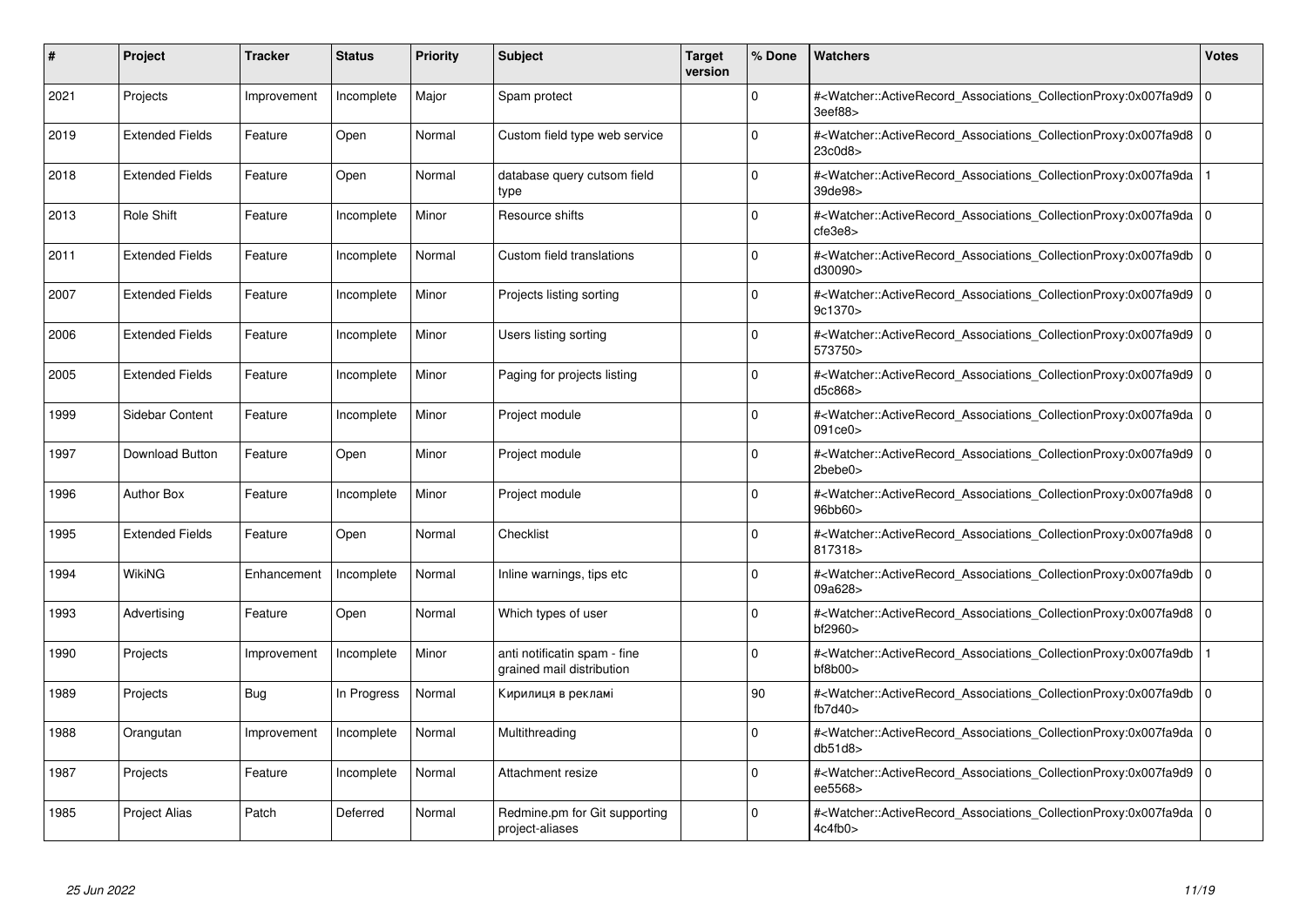| # | Project | Tracker | Status | Priority | Subject | Target version | % Done | Watchers | Votes |
|---|---|---|---|---|---|---|---|---|---|
| 2021 | Projects | Improvement | Incomplete | Major | Spam protect | | 0 | #<Watcher::ActiveRecord_Associations_CollectionProxy:0x007fa9d93eef88> | 0 |
| 2019 | Extended Fields | Feature | Open | Normal | Custom field type web service | | 0 | #<Watcher::ActiveRecord_Associations_CollectionProxy:0x007fa9d823c0d8> | 0 |
| 2018 | Extended Fields | Feature | Open | Normal | database query cutsom field type | | 0 | #<Watcher::ActiveRecord_Associations_CollectionProxy:0x007fa9da39de98> | 1 |
| 2013 | Role Shift | Feature | Incomplete | Minor | Resource shifts | | 0 | #<Watcher::ActiveRecord_Associations_CollectionProxy:0x007fa9dacfe3e8> | 0 |
| 2011 | Extended Fields | Feature | Incomplete | Normal | Custom field translations | | 0 | #<Watcher::ActiveRecord_Associations_CollectionProxy:0x007fa9dbd30090> | 0 |
| 2007 | Extended Fields | Feature | Incomplete | Minor | Projects listing sorting | | 0 | #<Watcher::ActiveRecord_Associations_CollectionProxy:0x007fa9d99c1370> | 0 |
| 2006 | Extended Fields | Feature | Incomplete | Minor | Users listing sorting | | 0 | #<Watcher::ActiveRecord_Associations_CollectionProxy:0x007fa9d9573750> | 0 |
| 2005 | Extended Fields | Feature | Incomplete | Minor | Paging for projects listing | | 0 | #<Watcher::ActiveRecord_Associations_CollectionProxy:0x007fa9d9d5c868> | 0 |
| 1999 | Sidebar Content | Feature | Incomplete | Minor | Project module | | 0 | #<Watcher::ActiveRecord_Associations_CollectionProxy:0x007fa9da091ce0> | 0 |
| 1997 | Download Button | Feature | Open | Minor | Project module | | 0 | #<Watcher::ActiveRecord_Associations_CollectionProxy:0x007fa9d92bebe0> | 0 |
| 1996 | Author Box | Feature | Incomplete | Minor | Project module | | 0 | #<Watcher::ActiveRecord_Associations_CollectionProxy:0x007fa9d896bb60> | 0 |
| 1995 | Extended Fields | Feature | Open | Normal | Checklist | | 0 | #<Watcher::ActiveRecord_Associations_CollectionProxy:0x007fa9d8817318> | 0 |
| 1994 | WikiNG | Enhancement | Incomplete | Normal | Inline warnings, tips etc | | 0 | #<Watcher::ActiveRecord_Associations_CollectionProxy:0x007fa9db09a628> | 0 |
| 1993 | Advertising | Feature | Open | Normal | Which types of user | | 0 | #<Watcher::ActiveRecord_Associations_CollectionProxy:0x007fa9d8bf2960> | 0 |
| 1990 | Projects | Improvement | Incomplete | Minor | anti notificatin spam - fine grained mail distribution | | 0 | #<Watcher::ActiveRecord_Associations_CollectionProxy:0x007fa9dbbf8b00> | 1 |
| 1989 | Projects | Bug | In Progress | Normal | Кирилиця в рекламі | | 90 | #<Watcher::ActiveRecord_Associations_CollectionProxy:0x007fa9dbfb7d40> | 0 |
| 1988 | Orangutan | Improvement | Incomplete | Normal | Multithreading | | 0 | #<Watcher::ActiveRecord_Associations_CollectionProxy:0x007fa9dadb51d8> | 0 |
| 1987 | Projects | Feature | Incomplete | Normal | Attachment resize | | 0 | #<Watcher::ActiveRecord_Associations_CollectionProxy:0x007fa9d9ee5568> | 0 |
| 1985 | Project Alias | Patch | Deferred | Normal | Redmine.pm for Git supporting project-aliases | | 0 | #<Watcher::ActiveRecord_Associations_CollectionProxy:0x007fa9da4c4fb0> | 0 |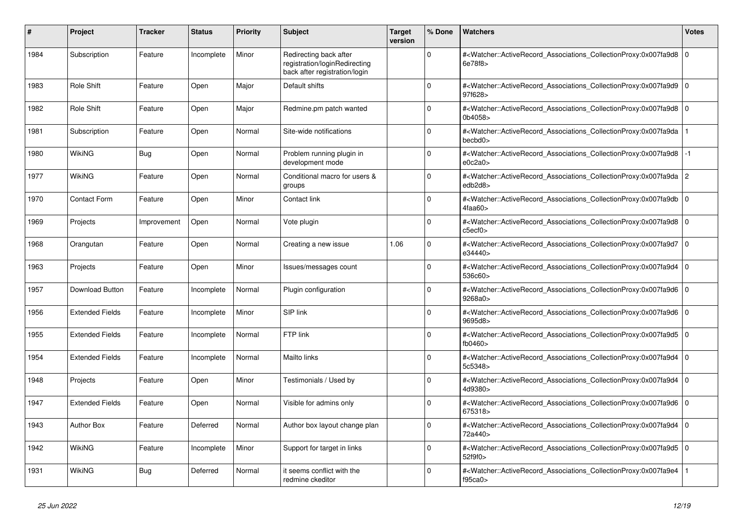| # | Project | Tracker | Status | Priority | Subject | Target version | % Done | Watchers | Votes |
|---|---|---|---|---|---|---|---|---|---|
| 1984 | Subscription | Feature | Incomplete | Minor | Redirecting back after registration/loginRedirecting back after registration/login | | 0 | #<Watcher::ActiveRecord_Associations_CollectionProxy:0x007fa9d86e78f8> | 0 |
| 1983 | Role Shift | Feature | Open | Major | Default shifts | | 0 | #<Watcher::ActiveRecord_Associations_CollectionProxy:0x007fa9d997f628> | 0 |
| 1982 | Role Shift | Feature | Open | Major | Redmine.pm patch wanted | | 0 | #<Watcher::ActiveRecord_Associations_CollectionProxy:0x007fa9d80b4058> | 0 |
| 1981 | Subscription | Feature | Open | Normal | Site-wide notifications | | 0 | #<Watcher::ActiveRecord_Associations_CollectionProxy:0x007fa9dabecbd0> | 1 |
| 1980 | WikiNG | Bug | Open | Normal | Problem running plugin in development mode | | 0 | #<Watcher::ActiveRecord_Associations_CollectionProxy:0x007fa9d8e0c2a0> | -1 |
| 1977 | WikiNG | Feature | Open | Normal | Conditional macro for users & groups | | 0 | #<Watcher::ActiveRecord_Associations_CollectionProxy:0x007fa9daedb2d8> | 2 |
| 1970 | Contact Form | Feature | Open | Minor | Contact link | | 0 | #<Watcher::ActiveRecord_Associations_CollectionProxy:0x007fa9db4faa60> | 0 |
| 1969 | Projects | Improvement | Open | Normal | Vote plugin | | 0 | #<Watcher::ActiveRecord_Associations_CollectionProxy:0x007fa9d8c5ecf0> | 0 |
| 1968 | Orangutan | Feature | Open | Normal | Creating a new issue | 1.06 | 0 | #<Watcher::ActiveRecord_Associations_CollectionProxy:0x007fa9d7e34440> | 0 |
| 1963 | Projects | Feature | Open | Minor | Issues/messages count | | 0 | #<Watcher::ActiveRecord_Associations_CollectionProxy:0x007fa9d4536c60> | 0 |
| 1957 | Download Button | Feature | Incomplete | Normal | Plugin configuration | | 0 | #<Watcher::ActiveRecord_Associations_CollectionProxy:0x007fa9d69268a0> | 0 |
| 1956 | Extended Fields | Feature | Incomplete | Minor | SIP link | | 0 | #<Watcher::ActiveRecord_Associations_CollectionProxy:0x007fa9d69695d8> | 0 |
| 1955 | Extended Fields | Feature | Incomplete | Normal | FTP link | | 0 | #<Watcher::ActiveRecord_Associations_CollectionProxy:0x007fa9d5fb0460> | 0 |
| 1954 | Extended Fields | Feature | Incomplete | Normal | Mailto links | | 0 | #<Watcher::ActiveRecord_Associations_CollectionProxy:0x007fa9d45c5348> | 0 |
| 1948 | Projects | Feature | Open | Minor | Testimonials / Used by | | 0 | #<Watcher::ActiveRecord_Associations_CollectionProxy:0x007fa9d44d9380> | 0 |
| 1947 | Extended Fields | Feature | Open | Normal | Visible for admins only | | 0 | #<Watcher::ActiveRecord_Associations_CollectionProxy:0x007fa9d6675318> | 0 |
| 1943 | Author Box | Feature | Deferred | Normal | Author box layout change plan | | 0 | #<Watcher::ActiveRecord_Associations_CollectionProxy:0x007fa9d472a440> | 0 |
| 1942 | WikiNG | Feature | Incomplete | Minor | Support for target in links | | 0 | #<Watcher::ActiveRecord_Associations_CollectionProxy:0x007fa9d552f9f0> | 0 |
| 1931 | WikiNG | Bug | Deferred | Normal | it seems conflict with the redmine ckeditor | | 0 | #<Watcher::ActiveRecord_Associations_CollectionProxy:0x007fa9e4f95ca0> | 1 |

*25 Jun 2022*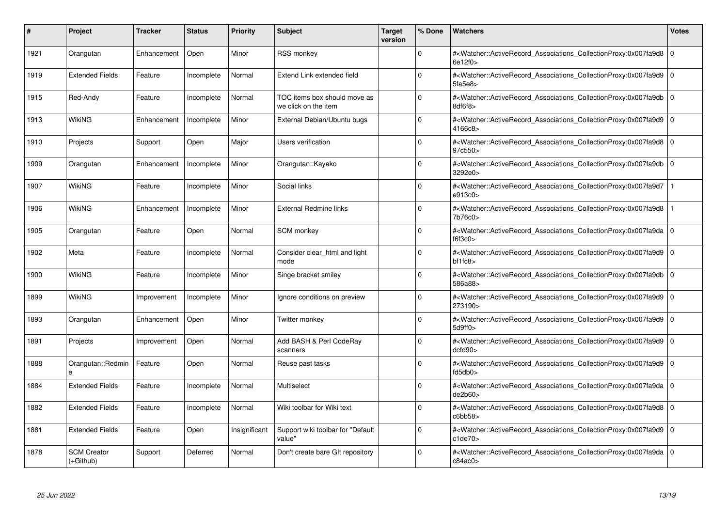| # | Project | Tracker | Status | Priority | Subject | Target version | % Done | Watchers | Votes |
| --- | --- | --- | --- | --- | --- | --- | --- | --- | --- |
| 1921 | Orangutan | Enhancement | Open | Minor | RSS monkey | | 0 | #<Watcher::ActiveRecord_Associations_CollectionProxy:0x007fa9d86e12f0> | 0 |
| 1919 | Extended Fields | Feature | Incomplete | Normal | Extend Link extended field | | 0 | #<Watcher::ActiveRecord_Associations_CollectionProxy:0x007fa9d95fa5e8> | 0 |
| 1915 | Red-Andy | Feature | Incomplete | Normal | TOC items box should move as we click on the item | | 0 | #<Watcher::ActiveRecord_Associations_CollectionProxy:0x007fa9db8df6f8> | 0 |
| 1913 | WikiNG | Enhancement | Incomplete | Minor | External Debian/Ubuntu bugs | | 0 | #<Watcher::ActiveRecord_Associations_CollectionProxy:0x007fa9d94166c8> | 0 |
| 1910 | Projects | Support | Open | Major | Users verification | | 0 | #<Watcher::ActiveRecord_Associations_CollectionProxy:0x007fa9d897c550> | 0 |
| 1909 | Orangutan | Enhancement | Incomplete | Minor | Orangutan::Kayako | | 0 | #<Watcher::ActiveRecord_Associations_CollectionProxy:0x007fa9db3292e0> | 0 |
| 1907 | WikiNG | Feature | Incomplete | Minor | Social links | | 0 | #<Watcher::ActiveRecord_Associations_CollectionProxy:0x007fa9d7e913c0> | 1 |
| 1906 | WikiNG | Enhancement | Incomplete | Minor | External Redmine links | | 0 | #<Watcher::ActiveRecord_Associations_CollectionProxy:0x007fa9d87b76c0> | 1 |
| 1905 | Orangutan | Feature | Open | Normal | SCM monkey | | 0 | #<Watcher::ActiveRecord_Associations_CollectionProxy:0x007fa9daf6f3c0> | 0 |
| 1902 | Meta | Feature | Incomplete | Normal | Consider clear_html and light mode | | 0 | #<Watcher::ActiveRecord_Associations_CollectionProxy:0x007fa9d9bf1fc8> | 0 |
| 1900 | WikiNG | Feature | Incomplete | Minor | Singe bracket smiley | | 0 | #<Watcher::ActiveRecord_Associations_CollectionProxy:0x007fa9db586a88> | 0 |
| 1899 | WikiNG | Improvement | Incomplete | Minor | Ignore conditions on preview | | 0 | #<Watcher::ActiveRecord_Associations_CollectionProxy:0x007fa9d9273190> | 0 |
| 1893 | Orangutan | Enhancement | Open | Minor | Twitter monkey | | 0 | #<Watcher::ActiveRecord_Associations_CollectionProxy:0x007fa9d95d9ff0> | 0 |
| 1891 | Projects | Improvement | Open | Normal | Add BASH & Perl CodeRay scanners | | 0 | #<Watcher::ActiveRecord_Associations_CollectionProxy:0x007fa9d9dcfd90> | 0 |
| 1888 | Orangutan::Redmine | Feature | Open | Normal | Reuse past tasks | | 0 | #<Watcher::ActiveRecord_Associations_CollectionProxy:0x007fa9d9fd5db0> | 0 |
| 1884 | Extended Fields | Feature | Incomplete | Normal | Multiselect | | 0 | #<Watcher::ActiveRecord_Associations_CollectionProxy:0x007fa9dade2b60> | 0 |
| 1882 | Extended Fields | Feature | Incomplete | Normal | Wiki toolbar for Wiki text | | 0 | #<Watcher::ActiveRecord_Associations_CollectionProxy:0x007fa9d8c6bb58> | 0 |
| 1881 | Extended Fields | Feature | Open | Insignificant | Support wiki toolbar for "Default value" | | 0 | #<Watcher::ActiveRecord_Associations_CollectionProxy:0x007fa9d9c1de70> | 0 |
| 1878 | SCM Creator (+Github) | Support | Deferred | Normal | Don't create bare GIt repository | | 0 | #<Watcher::ActiveRecord_Associations_CollectionProxy:0x007fa9dac84ac0> | 0 |

*25 Jun 2022*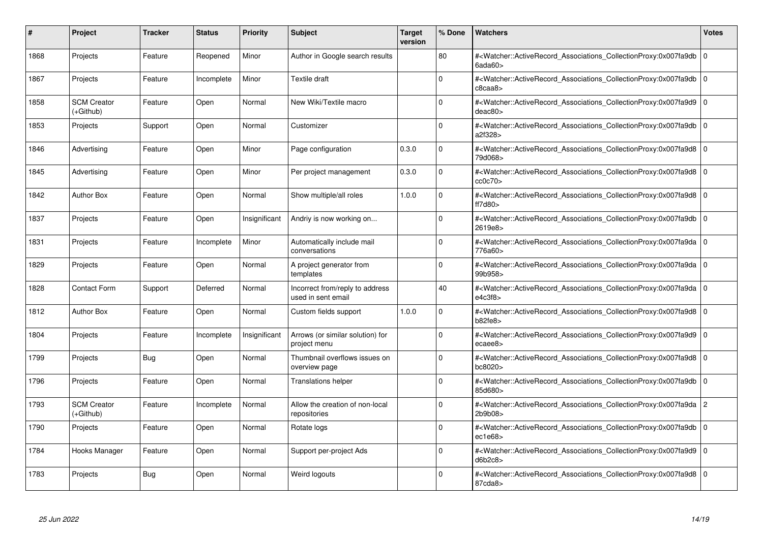| # | Project | Tracker | Status | Priority | Subject | Target version | % Done | Watchers | Votes |
|---|---|---|---|---|---|---|---|---|---|
| 1868 | Projects | Feature | Reopened | Minor | Author in Google search results | | 80 | #<Watcher::ActiveRecord_Associations_CollectionProxy:0x007fa9db6ada60> | 0 |
| 1867 | Projects | Feature | Incomplete | Minor | Textile draft | | 0 | #<Watcher::ActiveRecord_Associations_CollectionProxy:0x007fa9dbc8caa8> | 0 |
| 1858 | SCM Creator (+Github) | Feature | Open | Normal | New Wiki/Textile macro | | 0 | #<Watcher::ActiveRecord_Associations_CollectionProxy:0x007fa9d9deac80> | 0 |
| 1853 | Projects | Support | Open | Normal | Customizer | | 0 | #<Watcher::ActiveRecord_Associations_CollectionProxy:0x007fa9dba2f328> | 0 |
| 1846 | Advertising | Feature | Open | Minor | Page configuration | 0.3.0 | 0 | #<Watcher::ActiveRecord_Associations_CollectionProxy:0x007fa9d879d068> | 0 |
| 1845 | Advertising | Feature | Open | Minor | Per project management | 0.3.0 | 0 | #<Watcher::ActiveRecord_Associations_CollectionProxy:0x007fa9d8cc0c70> | 0 |
| 1842 | Author Box | Feature | Open | Normal | Show multiple/all roles | 1.0.0 | 0 | #<Watcher::ActiveRecord_Associations_CollectionProxy:0x007fa9d8ff7d80> | 0 |
| 1837 | Projects | Feature | Open | Insignificant | Andriy is now working on... | | 0 | #<Watcher::ActiveRecord_Associations_CollectionProxy:0x007fa9db2619e8> | 0 |
| 1831 | Projects | Feature | Incomplete | Minor | Automatically include mail conversations | | 0 | #<Watcher::ActiveRecord_Associations_CollectionProxy:0x007fa9da776a60> | 0 |
| 1829 | Projects | Feature | Open | Normal | A project generator from templates | | 0 | #<Watcher::ActiveRecord_Associations_CollectionProxy:0x007fa9da99b958> | 0 |
| 1828 | Contact Form | Support | Deferred | Normal | Incorrect from/reply to address used in sent email | | 40 | #<Watcher::ActiveRecord_Associations_CollectionProxy:0x007fa9dae4c3f8> | 0 |
| 1812 | Author Box | Feature | Open | Normal | Custom fields support | 1.0.0 | 0 | #<Watcher::ActiveRecord_Associations_CollectionProxy:0x007fa9d8b82fe8> | 0 |
| 1804 | Projects | Feature | Incomplete | Insignificant | Arrows (or similar solution) for project menu | | 0 | #<Watcher::ActiveRecord_Associations_CollectionProxy:0x007fa9d9ecaee8> | 0 |
| 1799 | Projects | Bug | Open | Normal | Thumbnail overflows issues on overview page | | 0 | #<Watcher::ActiveRecord_Associations_CollectionProxy:0x007fa9d8bc8020> | 0 |
| 1796 | Projects | Feature | Open | Normal | Translations helper | | 0 | #<Watcher::ActiveRecord_Associations_CollectionProxy:0x007fa9db85d680> | 0 |
| 1793 | SCM Creator (+Github) | Feature | Incomplete | Normal | Allow the creation of non-local repositories | | 0 | #<Watcher::ActiveRecord_Associations_CollectionProxy:0x007fa9da2b9b08> | 2 |
| 1790 | Projects | Feature | Open | Normal | Rotate logs | | 0 | #<Watcher::ActiveRecord_Associations_CollectionProxy:0x007fa9dbec1e68> | 0 |
| 1784 | Hooks Manager | Feature | Open | Normal | Support per-project Ads | | 0 | #<Watcher::ActiveRecord_Associations_CollectionProxy:0x007fa9d9d6b2c8> | 0 |
| 1783 | Projects | Bug | Open | Normal | Weird logouts | | 0 | #<Watcher::ActiveRecord_Associations_CollectionProxy:0x007fa9d887cda8> | 0 |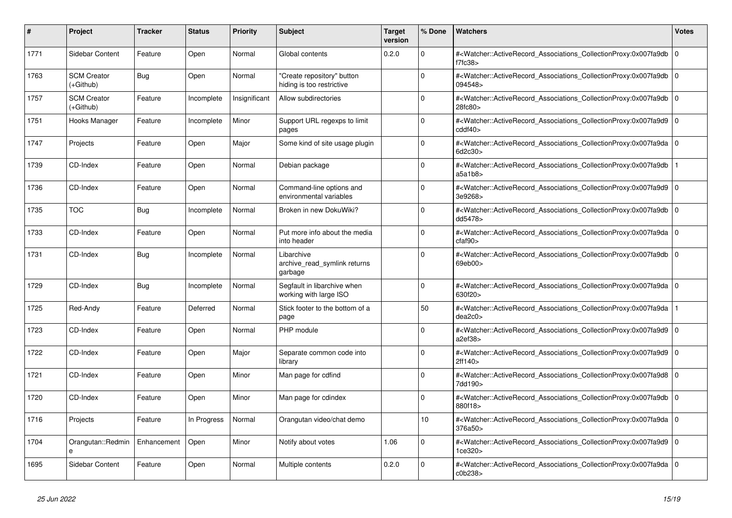| # | Project | Tracker | Status | Priority | Subject | Target version | % Done | Watchers | Votes |
|---|---|---|---|---|---|---|---|---|---|
| 1771 | Sidebar Content | Feature | Open | Normal | Global contents | 0.2.0 | 0 | #<Watcher::ActiveRecord_Associations_CollectionProxy:0x007fa9db f7fc38> | 0 |
| 1763 | SCM Creator (+Github) | Bug | Open | Normal | "Create repository" button hiding is too restrictive | | 0 | #<Watcher::ActiveRecord_Associations_CollectionProxy:0x007fa9db 094548> | 0 |
| 1757 | SCM Creator (+Github) | Feature | Incomplete | Insignificant | Allow subdirectories | | 0 | #<Watcher::ActiveRecord_Associations_CollectionProxy:0x007fa9db 28fc80> | 0 |
| 1751 | Hooks Manager | Feature | Incomplete | Minor | Support URL regexps to limit pages | | 0 | #<Watcher::ActiveRecord_Associations_CollectionProxy:0x007fa9d9 cddf40> | 0 |
| 1747 | Projects | Feature | Open | Major | Some kind of site usage plugin | | 0 | #<Watcher::ActiveRecord_Associations_CollectionProxy:0x007fa9da 6d2c30> | 0 |
| 1739 | CD-Index | Feature | Open | Normal | Debian package | | 0 | #<Watcher::ActiveRecord_Associations_CollectionProxy:0x007fa9db a5a1b8> | 1 |
| 1736 | CD-Index | Feature | Open | Normal | Command-line options and environmental variables | | 0 | #<Watcher::ActiveRecord_Associations_CollectionProxy:0x007fa9d9 3e9268> | 0 |
| 1735 | TOC | Bug | Incomplete | Normal | Broken in new DokuWiki? | | 0 | #<Watcher::ActiveRecord_Associations_CollectionProxy:0x007fa9db dd5478> | 0 |
| 1733 | CD-Index | Feature | Open | Normal | Put more info about the media into header | | 0 | #<Watcher::ActiveRecord_Associations_CollectionProxy:0x007fa9da cfaf90> | 0 |
| 1731 | CD-Index | Bug | Incomplete | Normal | Libarchive archive_read_symlink returns garbage | | 0 | #<Watcher::ActiveRecord_Associations_CollectionProxy:0x007fa9db 69eb00> | 0 |
| 1729 | CD-Index | Bug | Incomplete | Normal | Segfault in libarchive when working with large ISO | | 0 | #<Watcher::ActiveRecord_Associations_CollectionProxy:0x007fa9da 630f20> | 0 |
| 1725 | Red-Andy | Feature | Deferred | Normal | Stick footer to the bottom of a page | | 50 | #<Watcher::ActiveRecord_Associations_CollectionProxy:0x007fa9da dea2c0> | 1 |
| 1723 | CD-Index | Feature | Open | Normal | PHP module | | 0 | #<Watcher::ActiveRecord_Associations_CollectionProxy:0x007fa9d9 a2ef38> | 0 |
| 1722 | CD-Index | Feature | Open | Major | Separate common code into library | | 0 | #<Watcher::ActiveRecord_Associations_CollectionProxy:0x007fa9d9 2ff140> | 0 |
| 1721 | CD-Index | Feature | Open | Minor | Man page for cdfind | | 0 | #<Watcher::ActiveRecord_Associations_CollectionProxy:0x007fa9d8 7dd190> | 0 |
| 1720 | CD-Index | Feature | Open | Minor | Man page for cdindex | | 0 | #<Watcher::ActiveRecord_Associations_CollectionProxy:0x007fa9db 880f18> | 0 |
| 1716 | Projects | Feature | In Progress | Normal | Orangutan video/chat demo | | 10 | #<Watcher::ActiveRecord_Associations_CollectionProxy:0x007fa9da 376a50> | 0 |
| 1704 | Orangutan::Redmine | Enhancement | Open | Minor | Notify about votes | 1.06 | 0 | #<Watcher::ActiveRecord_Associations_CollectionProxy:0x007fa9d9 1ce320> | 0 |
| 1695 | Sidebar Content | Feature | Open | Normal | Multiple contents | 0.2.0 | 0 | #<Watcher::ActiveRecord_Associations_CollectionProxy:0x007fa9da c0b238> | 0 |

*25 Jun 2022*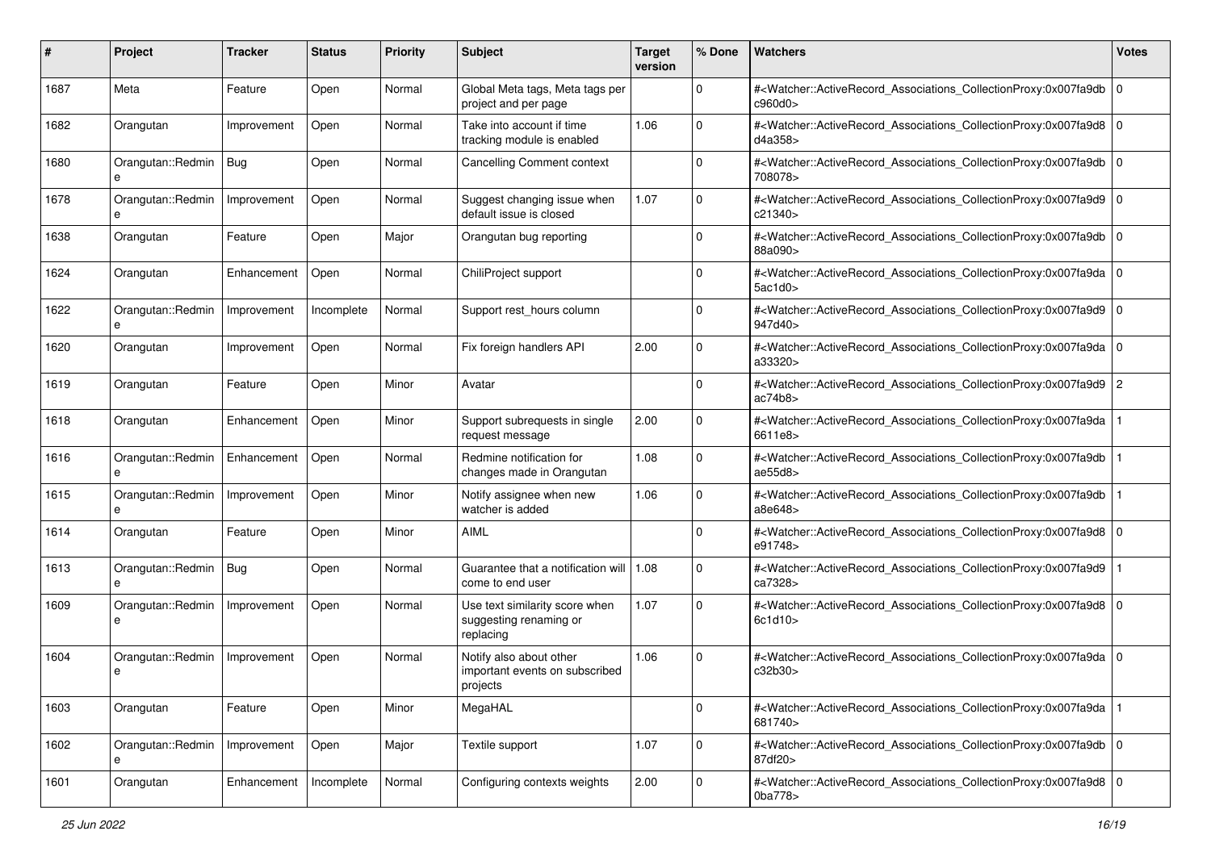| # | Project | Tracker | Status | Priority | Subject | Target version | % Done | Watchers | Votes |
|---|---|---|---|---|---|---|---|---|---|
| 1687 | Meta | Feature | Open | Normal | Global Meta tags, Meta tags per project and per page | | 0 | #<Watcher::ActiveRecord_Associations_CollectionProxy:0x007fa9dbc960d0> | 0 |
| 1682 | Orangutan | Improvement | Open | Normal | Take into account if time tracking module is enabled | 1.06 | 0 | #<Watcher::ActiveRecord_Associations_CollectionProxy:0x007fa9d8d4a358> | 0 |
| 1680 | Orangutan::Redmine | Bug | Open | Normal | Cancelling Comment context | | 0 | #<Watcher::ActiveRecord_Associations_CollectionProxy:0x007fa9db708078> | 0 |
| 1678 | Orangutan::Redmine | Improvement | Open | Normal | Suggest changing issue when default issue is closed | 1.07 | 0 | #<Watcher::ActiveRecord_Associations_CollectionProxy:0x007fa9d9c21340> | 0 |
| 1638 | Orangutan | Feature | Open | Major | Orangutan bug reporting | | 0 | #<Watcher::ActiveRecord_Associations_CollectionProxy:0x007fa9db88a090> | 0 |
| 1624 | Orangutan | Enhancement | Open | Normal | ChiliProject support | | 0 | #<Watcher::ActiveRecord_Associations_CollectionProxy:0x007fa9da5ac1d0> | 0 |
| 1622 | Orangutan::Redmine | Improvement | Incomplete | Normal | Support rest_hours column | | 0 | #<Watcher::ActiveRecord_Associations_CollectionProxy:0x007fa9d9947d40> | 0 |
| 1620 | Orangutan | Improvement | Open | Normal | Fix foreign handlers API | 2.00 | 0 | #<Watcher::ActiveRecord_Associations_CollectionProxy:0x007fa9daa33320> | 0 |
| 1619 | Orangutan | Feature | Open | Minor | Avatar | | 0 | #<Watcher::ActiveRecord_Associations_CollectionProxy:0x007fa9d9ac74b8> | 2 |
| 1618 | Orangutan | Enhancement | Open | Minor | Support subrequests in single request message | 2.00 | 0 | #<Watcher::ActiveRecord_Associations_CollectionProxy:0x007fa9da6611e8> | 1 |
| 1616 | Orangutan::Redmine | Enhancement | Open | Normal | Redmine notification for changes made in Orangutan | 1.08 | 0 | #<Watcher::ActiveRecord_Associations_CollectionProxy:0x007fa9dbae55d8> | 1 |
| 1615 | Orangutan::Redmine | Improvement | Open | Minor | Notify assignee when new watcher is added | 1.06 | 0 | #<Watcher::ActiveRecord_Associations_CollectionProxy:0x007fa9dba8e648> | 1 |
| 1614 | Orangutan | Feature | Open | Minor | AIML | | 0 | #<Watcher::ActiveRecord_Associations_CollectionProxy:0x007fa9d8e91748> | 0 |
| 1613 | Orangutan::Redmine | Bug | Open | Normal | Guarantee that a notification will come to end user | 1.08 | 0 | #<Watcher::ActiveRecord_Associations_CollectionProxy:0x007fa9d9ca7328> | 1 |
| 1609 | Orangutan::Redmine | Improvement | Open | Normal | Use text similarity score when suggesting renaming or replacing | 1.07 | 0 | #<Watcher::ActiveRecord_Associations_CollectionProxy:0x007fa9d86c1d10> | 0 |
| 1604 | Orangutan::Redmine | Improvement | Open | Normal | Notify also about other important events on subscribed projects | 1.06 | 0 | #<Watcher::ActiveRecord_Associations_CollectionProxy:0x007fa9dac32b30> | 0 |
| 1603 | Orangutan | Feature | Open | Minor | MegaHAL | | 0 | #<Watcher::ActiveRecord_Associations_CollectionProxy:0x007fa9da681740> | 1 |
| 1602 | Orangutan::Redmine | Improvement | Open | Major | Textile support | 1.07 | 0 | #<Watcher::ActiveRecord_Associations_CollectionProxy:0x007fa9db87df20> | 0 |
| 1601 | Orangutan | Enhancement | Incomplete | Normal | Configuring contexts weights | 2.00 | 0 | #<Watcher::ActiveRecord_Associations_CollectionProxy:0x007fa9d80ba778> | 0 |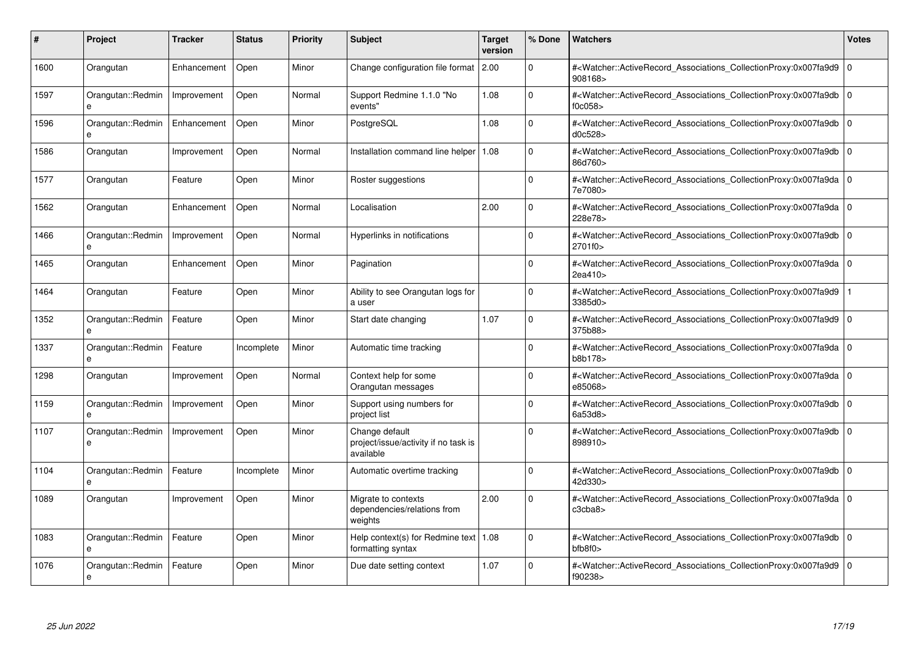| # | Project | Tracker | Status | Priority | Subject | Target version | % Done | Watchers | Votes |
|---|---|---|---|---|---|---|---|---|---|
| 1600 | Orangutan | Enhancement | Open | Minor | Change configuration file format | 2.00 | 0 | #<Watcher::ActiveRecord_Associations_CollectionProxy:0x007fa9d9908168> | 0 |
| 1597 | Orangutan::Redmine | Improvement | Open | Normal | Support Redmine 1.1.0 "No events" | 1.08 | 0 | #<Watcher::ActiveRecord_Associations_CollectionProxy:0x007fa9dbf0c058> | 0 |
| 1596 | Orangutan::Redmine | Enhancement | Open | Minor | PostgreSQL | 1.08 | 0 | #<Watcher::ActiveRecord_Associations_CollectionProxy:0x007fa9dbd0c528> | 0 |
| 1586 | Orangutan | Improvement | Open | Normal | Installation command line helper | 1.08 | 0 | #<Watcher::ActiveRecord_Associations_CollectionProxy:0x007fa9db86d760> | 0 |
| 1577 | Orangutan | Feature | Open | Minor | Roster suggestions | | 0 | #<Watcher::ActiveRecord_Associations_CollectionProxy:0x007fa9da7e7080> | 0 |
| 1562 | Orangutan | Enhancement | Open | Normal | Localisation | 2.00 | 0 | #<Watcher::ActiveRecord_Associations_CollectionProxy:0x007fa9da228e78> | 0 |
| 1466 | Orangutan::Redmine | Improvement | Open | Normal | Hyperlinks in notifications | | 0 | #<Watcher::ActiveRecord_Associations_CollectionProxy:0x007fa9db2701f0> | 0 |
| 1465 | Orangutan | Enhancement | Open | Minor | Pagination | | 0 | #<Watcher::ActiveRecord_Associations_CollectionProxy:0x007fa9da2ea410> | 0 |
| 1464 | Orangutan | Feature | Open | Minor | Ability to see Orangutan logs for a user | | 0 | #<Watcher::ActiveRecord_Associations_CollectionProxy:0x007fa9d93385d0> | 1 |
| 1352 | Orangutan::Redmine | Feature | Open | Minor | Start date changing | 1.07 | 0 | #<Watcher::ActiveRecord_Associations_CollectionProxy:0x007fa9d9375b88> | 0 |
| 1337 | Orangutan::Redmine | Feature | Incomplete | Minor | Automatic time tracking | | 0 | #<Watcher::ActiveRecord_Associations_CollectionProxy:0x007fa9dab8b178> | 0 |
| 1298 | Orangutan | Improvement | Open | Normal | Context help for some Orangutan messages | | 0 | #<Watcher::ActiveRecord_Associations_CollectionProxy:0x007fa9dae85068> | 0 |
| 1159 | Orangutan::Redmine | Improvement | Open | Minor | Support using numbers for project list | | 0 | #<Watcher::ActiveRecord_Associations_CollectionProxy:0x007fa9db6a53d8> | 0 |
| 1107 | Orangutan::Redmine | Improvement | Open | Minor | Change default project/issue/activity if no task is available | | 0 | #<Watcher::ActiveRecord_Associations_CollectionProxy:0x007fa9db898910> | 0 |
| 1104 | Orangutan::Redmine | Feature | Incomplete | Minor | Automatic overtime tracking | | 0 | #<Watcher::ActiveRecord_Associations_CollectionProxy:0x007fa9db42d330> | 0 |
| 1089 | Orangutan | Improvement | Open | Minor | Migrate to contexts dependencies/relations from weights | 2.00 | 0 | #<Watcher::ActiveRecord_Associations_CollectionProxy:0x007fa9dac3cba8> | 0 |
| 1083 | Orangutan::Redmine | Feature | Open | Minor | Help context(s) for Redmine text formatting syntax | 1.08 | 0 | #<Watcher::ActiveRecord_Associations_CollectionProxy:0x007fa9dbbfb8f0> | 0 |
| 1076 | Orangutan::Redmine | Feature | Open | Minor | Due date setting context | 1.07 | 0 | #<Watcher::ActiveRecord_Associations_CollectionProxy:0x007fa9d9f90238> | 0 |

*25 Jun 2022*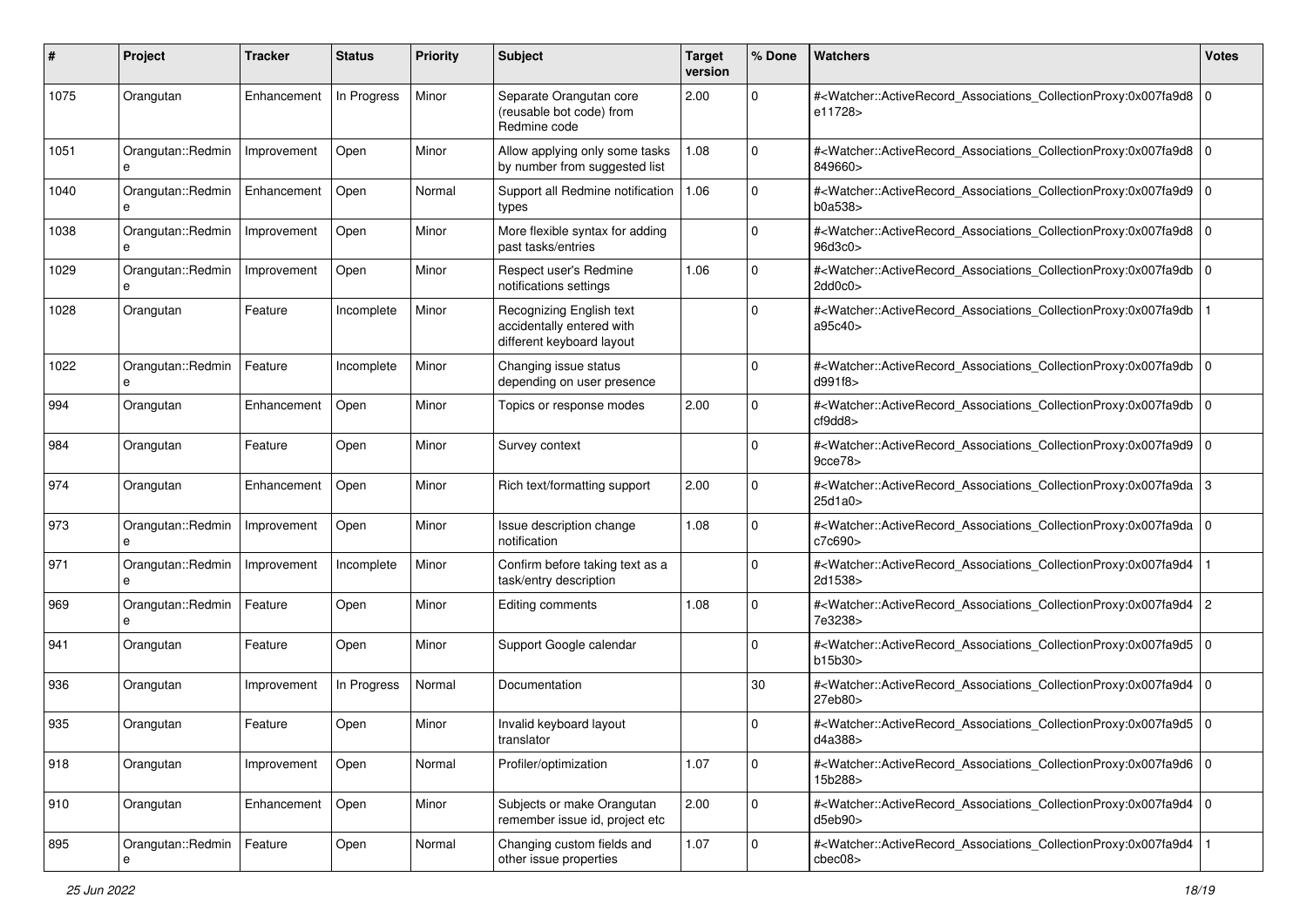| # | Project | Tracker | Status | Priority | Subject | Target version | % Done | Watchers | Votes |
| --- | --- | --- | --- | --- | --- | --- | --- | --- | --- |
| 1075 | Orangutan | Enhancement | In Progress | Minor | Separate Orangutan core (reusable bot code) from Redmine code | 2.00 | 0 | #<Watcher::ActiveRecord_Associations_CollectionProxy:0x007fa9d8e11728> | 0 |
| 1051 | Orangutan::Redmine | Improvement | Open | Minor | Allow applying only some tasks by number from suggested list | 1.08 | 0 | #<Watcher::ActiveRecord_Associations_CollectionProxy:0x007fa9d8849660> | 0 |
| 1040 | Orangutan::Redmine | Enhancement | Open | Normal | Support all Redmine notification types | 1.06 | 0 | #<Watcher::ActiveRecord_Associations_CollectionProxy:0x007fa9d9b0a538> | 0 |
| 1038 | Orangutan::Redmine | Improvement | Open | Minor | More flexible syntax for adding past tasks/entries | | 0 | #<Watcher::ActiveRecord_Associations_CollectionProxy:0x007fa9d896d3c0> | 0 |
| 1029 | Orangutan::Redmine | Improvement | Open | Minor | Respect user's Redmine notifications settings | 1.06 | 0 | #<Watcher::ActiveRecord_Associations_CollectionProxy:0x007fa9db2dd0c0> | 0 |
| 1028 | Orangutan | Feature | Incomplete | Minor | Recognizing English text accidentally entered with different keyboard layout | | 0 | #<Watcher::ActiveRecord_Associations_CollectionProxy:0x007fa9dba95c40> | 1 |
| 1022 | Orangutan::Redmine | Feature | Incomplete | Minor | Changing issue status depending on user presence | | 0 | #<Watcher::ActiveRecord_Associations_CollectionProxy:0x007fa9dbd991f8> | 0 |
| 994 | Orangutan | Enhancement | Open | Minor | Topics or response modes | 2.00 | 0 | #<Watcher::ActiveRecord_Associations_CollectionProxy:0x007fa9dbcf9dd8> | 0 |
| 984 | Orangutan | Feature | Open | Minor | Survey context | | 0 | #<Watcher::ActiveRecord_Associations_CollectionProxy:0x007fa9d99cce78> | 0 |
| 974 | Orangutan | Enhancement | Open | Minor | Rich text/formatting support | 2.00 | 0 | #<Watcher::ActiveRecord_Associations_CollectionProxy:0x007fa9da25d1a0> | 3 |
| 973 | Orangutan::Redmine | Improvement | Open | Minor | Issue description change notification | 1.08 | 0 | #<Watcher::ActiveRecord_Associations_CollectionProxy:0x007fa9dac7c690> | 0 |
| 971 | Orangutan::Redmine | Improvement | Incomplete | Minor | Confirm before taking text as a task/entry description | | 0 | #<Watcher::ActiveRecord_Associations_CollectionProxy:0x007fa9d42d1538> | 1 |
| 969 | Orangutan::Redmine | Feature | Open | Minor | Editing comments | 1.08 | 0 | #<Watcher::ActiveRecord_Associations_CollectionProxy:0x007fa9d47e3238> | 2 |
| 941 | Orangutan | Feature | Open | Minor | Support Google calendar | | 0 | #<Watcher::ActiveRecord_Associations_CollectionProxy:0x007fa9d5b15b30> | 0 |
| 936 | Orangutan | Improvement | In Progress | Normal | Documentation | | 30 | #<Watcher::ActiveRecord_Associations_CollectionProxy:0x007fa9d427eb80> | 0 |
| 935 | Orangutan | Feature | Open | Minor | Invalid keyboard layout translator | | 0 | #<Watcher::ActiveRecord_Associations_CollectionProxy:0x007fa9d5d4a388> | 0 |
| 918 | Orangutan | Improvement | Open | Normal | Profiler/optimization | 1.07 | 0 | #<Watcher::ActiveRecord_Associations_CollectionProxy:0x007fa9d615b288> | 0 |
| 910 | Orangutan | Enhancement | Open | Minor | Subjects or make Orangutan remember issue id, project etc | 2.00 | 0 | #<Watcher::ActiveRecord_Associations_CollectionProxy:0x007fa9d4d5eb90> | 0 |
| 895 | Orangutan::Redmine | Feature | Open | Normal | Changing custom fields and other issue properties | 1.07 | 0 | #<Watcher::ActiveRecord_Associations_CollectionProxy:0x007fa9d4cbec08> | 1 |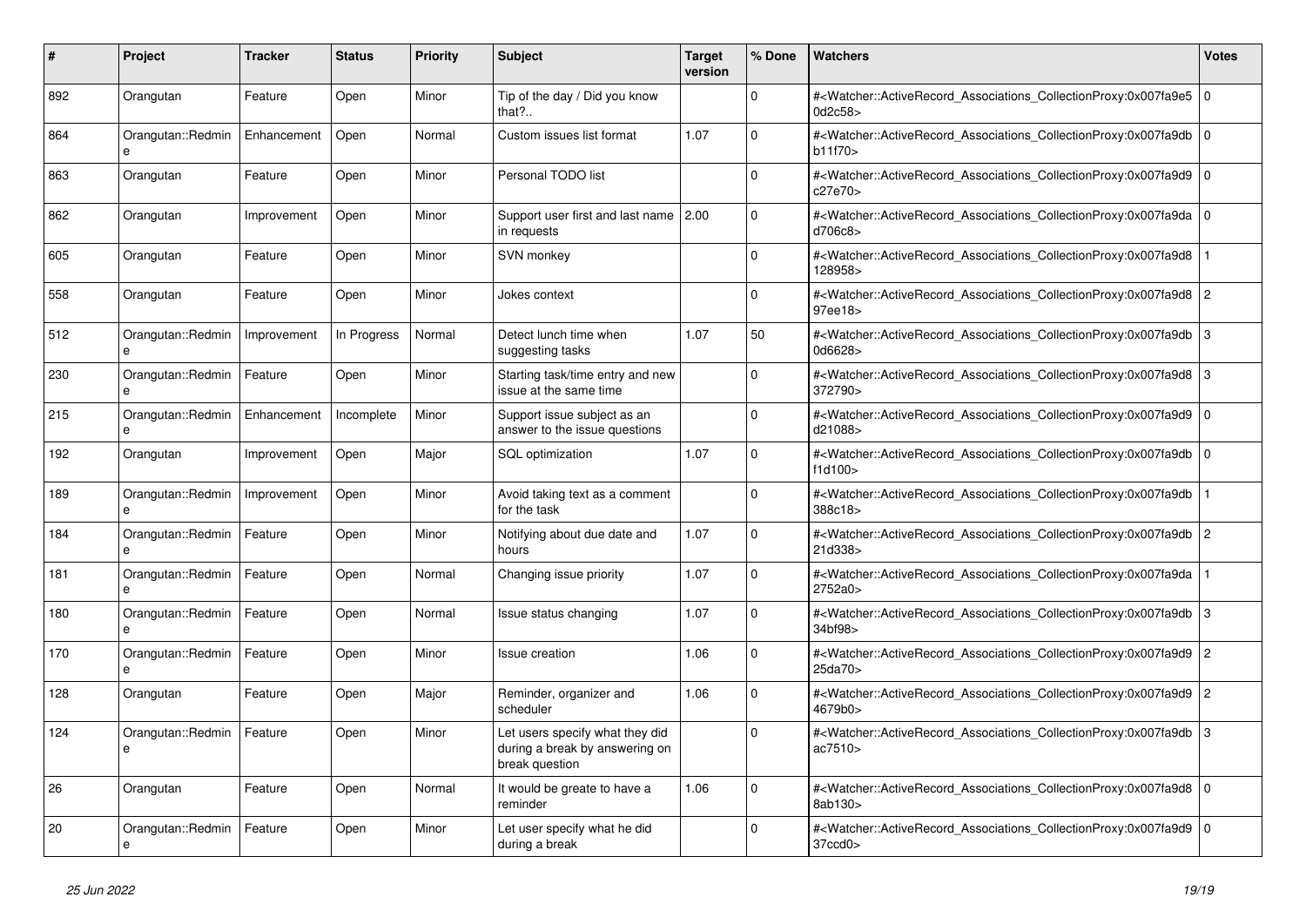| # | Project | Tracker | Status | Priority | Subject | Target version | % Done | Watchers | Votes |
|---|---|---|---|---|---|---|---|---|---|
| 892 | Orangutan | Feature | Open | Minor | Tip of the day / Did you know that?.. | | 0 | #<Watcher::ActiveRecord_Associations_CollectionProxy:0x007fa9e50d2c58> | 0 |
| 864 | Orangutan::Redmine | Enhancement | Open | Normal | Custom issues list format | 1.07 | 0 | #<Watcher::ActiveRecord_Associations_CollectionProxy:0x007fa9db b11f70> | 0 |
| 863 | Orangutan | Feature | Open | Minor | Personal TODO list | | 0 | #<Watcher::ActiveRecord_Associations_CollectionProxy:0x007fa9d9 c27e70> | 0 |
| 862 | Orangutan | Improvement | Open | Minor | Support user first and last name in requests | 2.00 | 0 | #<Watcher::ActiveRecord_Associations_CollectionProxy:0x007fa9da d706c8> | 0 |
| 605 | Orangutan | Feature | Open | Minor | SVN monkey | | 0 | #<Watcher::ActiveRecord_Associations_CollectionProxy:0x007fa9d8 128958> | 1 |
| 558 | Orangutan | Feature | Open | Minor | Jokes context | | 0 | #<Watcher::ActiveRecord_Associations_CollectionProxy:0x007fa9d8 97ee18> | 2 |
| 512 | Orangutan::Redmine | Improvement | In Progress | Normal | Detect lunch time when suggesting tasks | 1.07 | 50 | #<Watcher::ActiveRecord_Associations_CollectionProxy:0x007fa9db 0d6628> | 3 |
| 230 | Orangutan::Redmine | Feature | Open | Minor | Starting task/time entry and new issue at the same time | | 0 | #<Watcher::ActiveRecord_Associations_CollectionProxy:0x007fa9d8 372790> | 3 |
| 215 | Orangutan::Redmine | Enhancement | Incomplete | Minor | Support issue subject as an answer to the issue questions | | 0 | #<Watcher::ActiveRecord_Associations_CollectionProxy:0x007fa9d9 d21088> | 0 |
| 192 | Orangutan | Improvement | Open | Major | SQL optimization | 1.07 | 0 | #<Watcher::ActiveRecord_Associations_CollectionProxy:0x007fa9db f1d100> | 0 |
| 189 | Orangutan::Redmine | Improvement | Open | Minor | Avoid taking text as a comment for the task | | 0 | #<Watcher::ActiveRecord_Associations_CollectionProxy:0x007fa9db 388c18> | 1 |
| 184 | Orangutan::Redmine | Feature | Open | Minor | Notifying about due date and hours | 1.07 | 0 | #<Watcher::ActiveRecord_Associations_CollectionProxy:0x007fa9db 21d338> | 2 |
| 181 | Orangutan::Redmine | Feature | Open | Normal | Changing issue priority | 1.07 | 0 | #<Watcher::ActiveRecord_Associations_CollectionProxy:0x007fa9da 2752a0> | 1 |
| 180 | Orangutan::Redmine | Feature | Open | Normal | Issue status changing | 1.07 | 0 | #<Watcher::ActiveRecord_Associations_CollectionProxy:0x007fa9db 34bf98> | 3 |
| 170 | Orangutan::Redmine | Feature | Open | Minor | Issue creation | 1.06 | 0 | #<Watcher::ActiveRecord_Associations_CollectionProxy:0x007fa9d9 25da70> | 2 |
| 128 | Orangutan | Feature | Open | Major | Reminder, organizer and scheduler | 1.06 | 0 | #<Watcher::ActiveRecord_Associations_CollectionProxy:0x007fa9d9 4679b0> | 2 |
| 124 | Orangutan::Redmine | Feature | Open | Minor | Let users specify what they did during a break by answering on break question | | 0 | #<Watcher::ActiveRecord_Associations_CollectionProxy:0x007fa9db ac7510> | 3 |
| 26 | Orangutan | Feature | Open | Normal | It would be greate to have a reminder | 1.06 | 0 | #<Watcher::ActiveRecord_Associations_CollectionProxy:0x007fa9d8 8ab130> | 0 |
| 20 | Orangutan::Redmine | Feature | Open | Minor | Let user specify what he did during a break | | 0 | #<Watcher::ActiveRecord_Associations_CollectionProxy:0x007fa9d9 37ccd0> | 0 |

*25 Jun 2022*